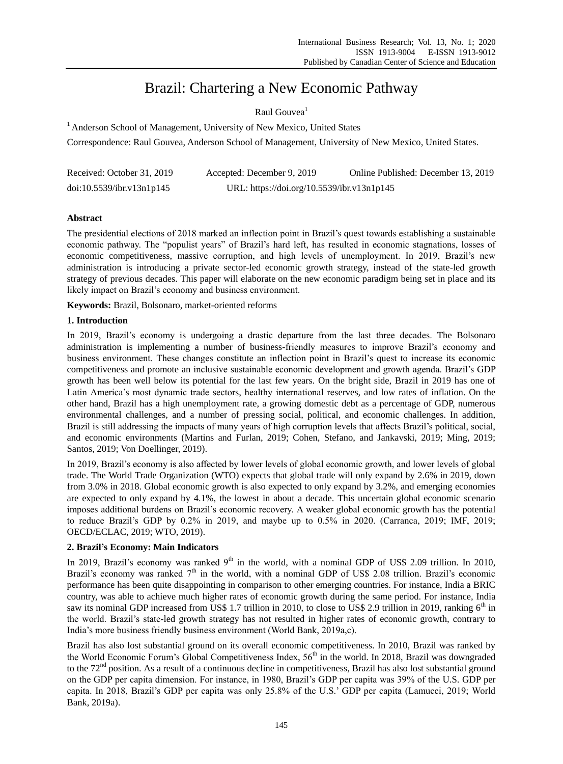# Brazil: Chartering a New Economic Pathway

Raul Gouvea[1]

[1] Anderson School of Management, University of New Mexico, United States

Correspondence: Raul Gouvea, Anderson School of Management, University of New Mexico, United States.

Received: October 31, 2019 Accepted: December 9, 2019 Online Published: December 13, 2019

doi:10.5539/ibr.v13n1p145 URL: https://doi.org/10.5539/ibr.v13n1p145

## Abstract

The presidential elections of 2018 marked an inflection point in Brazil's quest towards establishing a sustainable economic pathway. The "populist years" of Brazil's hard left, has resulted in economic stagnations, losses of economic competitiveness, massive corruption, and high levels of unemployment. In 2019, Brazil's new administration is introducing a private sector-led economic growth strategy, instead of the state-led growth strategy of previous decades. This paper will elaborate on the new economic paradigm being set in place and its likely impact on Brazil's economy and business environment.

**Keywords:** Brazil, Bolsonaro, market-oriented reforms

## 1. Introduction

In 2019, Brazil's economy is undergoing a drastic departure from the last three decades. The Bolsonaro administration is implementing a number of business-friendly measures to improve Brazil's economy and business environment. These changes constitute an inflection point in Brazil's quest to increase its economic competitiveness and promote an inclusive sustainable economic development and growth agenda. Brazil's GDP growth has been well below its potential for the last few years. On the bright side, Brazil in 2019 has one of Latin America's most dynamic trade sectors, healthy international reserves, and low rates of inflation. On the other hand, Brazil has a high unemployment rate, a growing domestic debt as a percentage of GDP, numerous environmental challenges, and a number of pressing social, political, and economic challenges. In addition, Brazil is still addressing the impacts of many years of high corruption levels that affects Brazil's political, social, and economic environments (Martins and Furlan, 2019; Cohen, Stefano, and Jankavski, 2019; Ming, 2019; Santos, 2019; Von Doellinger, 2019).

In 2019, Brazil's economy is also affected by lower levels of global economic growth, and lower levels of global trade. The World Trade Organization (WTO) expects that global trade will only expand by 2.6% in 2019, down from 3.0% in 2018. Global economic growth is also expected to only expand by 3.2%, and emerging economies are expected to only expand by 4.1%, the lowest in about a decade. This uncertain global economic scenario imposes additional burdens on Brazil's economic recovery. A weaker global economic growth has the potential to reduce Brazil's GDP by 0.2% in 2019, and maybe up to 0.5% in 2020. (Carranca, 2019; IMF, 2019; OECD/ECLAC, 2019; WTO, 2019).

## 2. Brazil's Economy: Main Indicators

In 2019, Brazil's economy was ranked 9th in the world, with a nominal GDP of US$ 2.09 trillion. In 2010, Brazil's economy was ranked 7th in the world, with a nominal GDP of US$ 2.08 trillion. Brazil's economic performance has been quite disappointing in comparison to other emerging countries. For instance, India a BRIC country, was able to achieve much higher rates of economic growth during the same period. For instance, India saw its nominal GDP increased from US$ 1.7 trillion in 2010, to close to US$ 2.9 trillion in 2019, ranking 6th in the world. Brazil's state-led growth strategy has not resulted in higher rates of economic growth, contrary to India's more business friendly business environment (World Bank, 2019a,c).

Brazil has also lost substantial ground on its overall economic competitiveness. In 2010, Brazil was ranked by the World Economic Forum's Global Competitiveness Index, 56th in the world. In 2018, Brazil was downgraded to the 72nd position. As a result of a continuous decline in competitiveness, Brazil has also lost substantial ground on the GDP per capita dimension. For instance, in 1980, Brazil's GDP per capita was 39% of the U.S. GDP per capita. In 2018, Brazil's GDP per capita was only 25.8% of the U.S.' GDP per capita (Lamucci, 2019; World Bank, 2019a).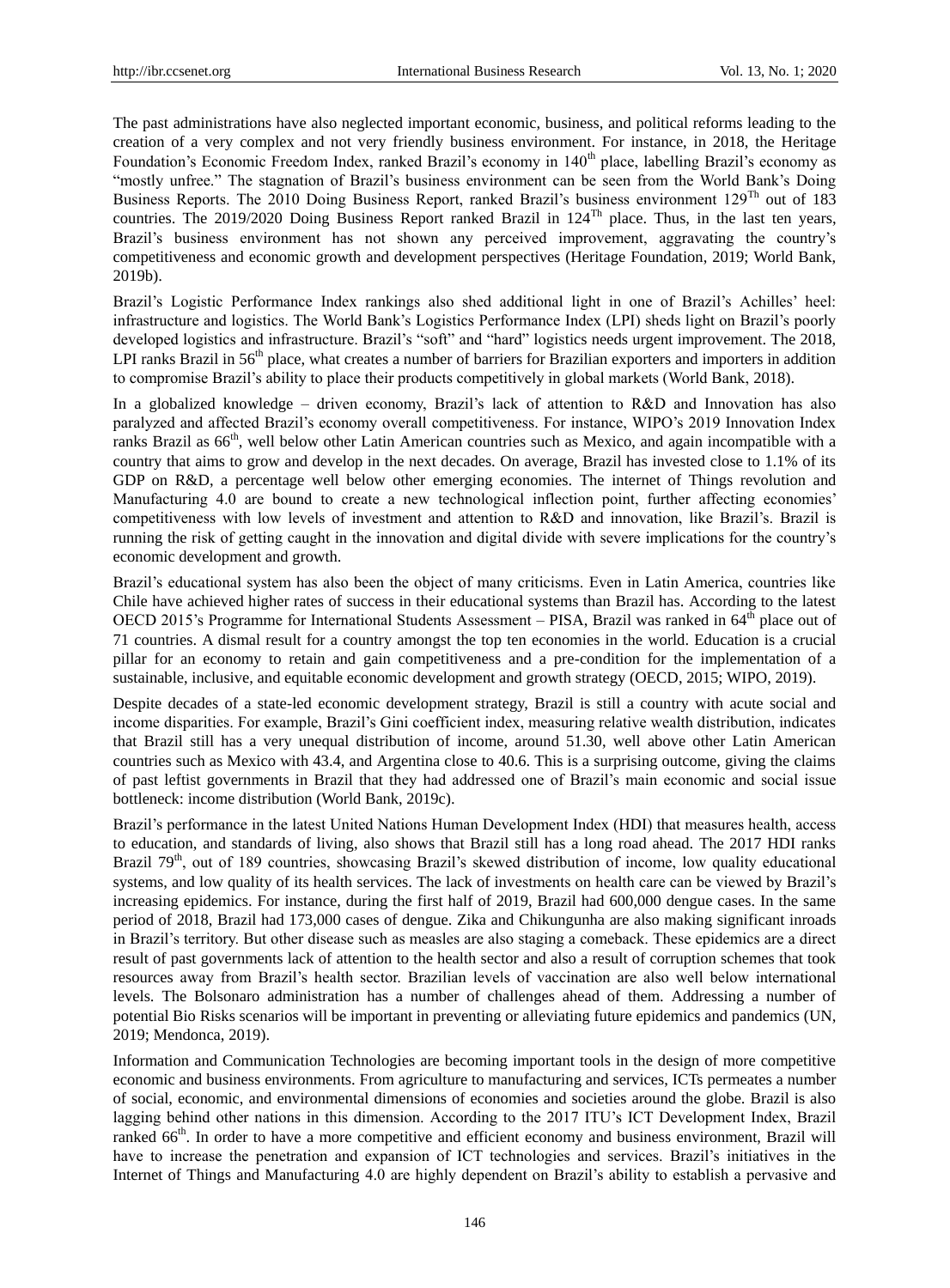The past administrations have also neglected important economic, business, and political reforms leading to the creation of a very complex and not very friendly business environment. For instance, in 2018, the Heritage Foundation's Economic Freedom Index, ranked Brazil's economy in 140th place, labelling Brazil's economy as "mostly unfree." The stagnation of Brazil's business environment can be seen from the World Bank's Doing Business Reports. The 2010 Doing Business Report, ranked Brazil's business environment 129Th out of 183 countries. The 2019/2020 Doing Business Report ranked Brazil in 124Th place. Thus, in the last ten years, Brazil's business environment has not shown any perceived improvement, aggravating the country's competitiveness and economic growth and development perspectives (Heritage Foundation, 2019; World Bank, 2019b).

Brazil's Logistic Performance Index rankings also shed additional light in one of Brazil's Achilles' heel: infrastructure and logistics. The World Bank's Logistics Performance Index (LPI) sheds light on Brazil's poorly developed logistics and infrastructure. Brazil's "soft" and "hard" logistics needs urgent improvement. The 2018, LPI ranks Brazil in 56th place, what creates a number of barriers for Brazilian exporters and importers in addition to compromise Brazil's ability to place their products competitively in global markets (World Bank, 2018).

In a globalized knowledge – driven economy, Brazil's lack of attention to R&D and Innovation has also paralyzed and affected Brazil's economy overall competitiveness. For instance, WIPO's 2019 Innovation Index ranks Brazil as 66th, well below other Latin American countries such as Mexico, and again incompatible with a country that aims to grow and develop in the next decades. On average, Brazil has invested close to 1.1% of its GDP on R&D, a percentage well below other emerging economies. The internet of Things revolution and Manufacturing 4.0 are bound to create a new technological inflection point, further affecting economies' competitiveness with low levels of investment and attention to R&D and innovation, like Brazil's. Brazil is running the risk of getting caught in the innovation and digital divide with severe implications for the country's economic development and growth.

Brazil's educational system has also been the object of many criticisms. Even in Latin America, countries like Chile have achieved higher rates of success in their educational systems than Brazil has. According to the latest OECD 2015's Programme for International Students Assessment – PISA, Brazil was ranked in 64th place out of 71 countries. A dismal result for a country amongst the top ten economies in the world. Education is a crucial pillar for an economy to retain and gain competitiveness and a pre-condition for the implementation of a sustainable, inclusive, and equitable economic development and growth strategy (OECD, 2015; WIPO, 2019).

Despite decades of a state-led economic development strategy, Brazil is still a country with acute social and income disparities. For example, Brazil's Gini coefficient index, measuring relative wealth distribution, indicates that Brazil still has a very unequal distribution of income, around 51.30, well above other Latin American countries such as Mexico with 43.4, and Argentina close to 40.6. This is a surprising outcome, giving the claims of past leftist governments in Brazil that they had addressed one of Brazil's main economic and social issue bottleneck: income distribution (World Bank, 2019c).

Brazil's performance in the latest United Nations Human Development Index (HDI) that measures health, access to education, and standards of living, also shows that Brazil still has a long road ahead. The 2017 HDI ranks Brazil 79th, out of 189 countries, showcasing Brazil's skewed distribution of income, low quality educational systems, and low quality of its health services. The lack of investments on health care can be viewed by Brazil's increasing epidemics. For instance, during the first half of 2019, Brazil had 600,000 dengue cases. In the same period of 2018, Brazil had 173,000 cases of dengue. Zika and Chikungunha are also making significant inroads in Brazil's territory. But other disease such as measles are also staging a comeback. These epidemics are a direct result of past governments lack of attention to the health sector and also a result of corruption schemes that took resources away from Brazil's health sector. Brazilian levels of vaccination are also well below international levels. The Bolsonaro administration has a number of challenges ahead of them. Addressing a number of potential Bio Risks scenarios will be important in preventing or alleviating future epidemics and pandemics (UN, 2019; Mendonca, 2019).

Information and Communication Technologies are becoming important tools in the design of more competitive economic and business environments. From agriculture to manufacturing and services, ICTs permeates a number of social, economic, and environmental dimensions of economies and societies around the globe. Brazil is also lagging behind other nations in this dimension. According to the 2017 ITU's ICT Development Index, Brazil ranked 66th. In order to have a more competitive and efficient economy and business environment, Brazil will have to increase the penetration and expansion of ICT technologies and services. Brazil's initiatives in the Internet of Things and Manufacturing 4.0 are highly dependent on Brazil's ability to establish a pervasive and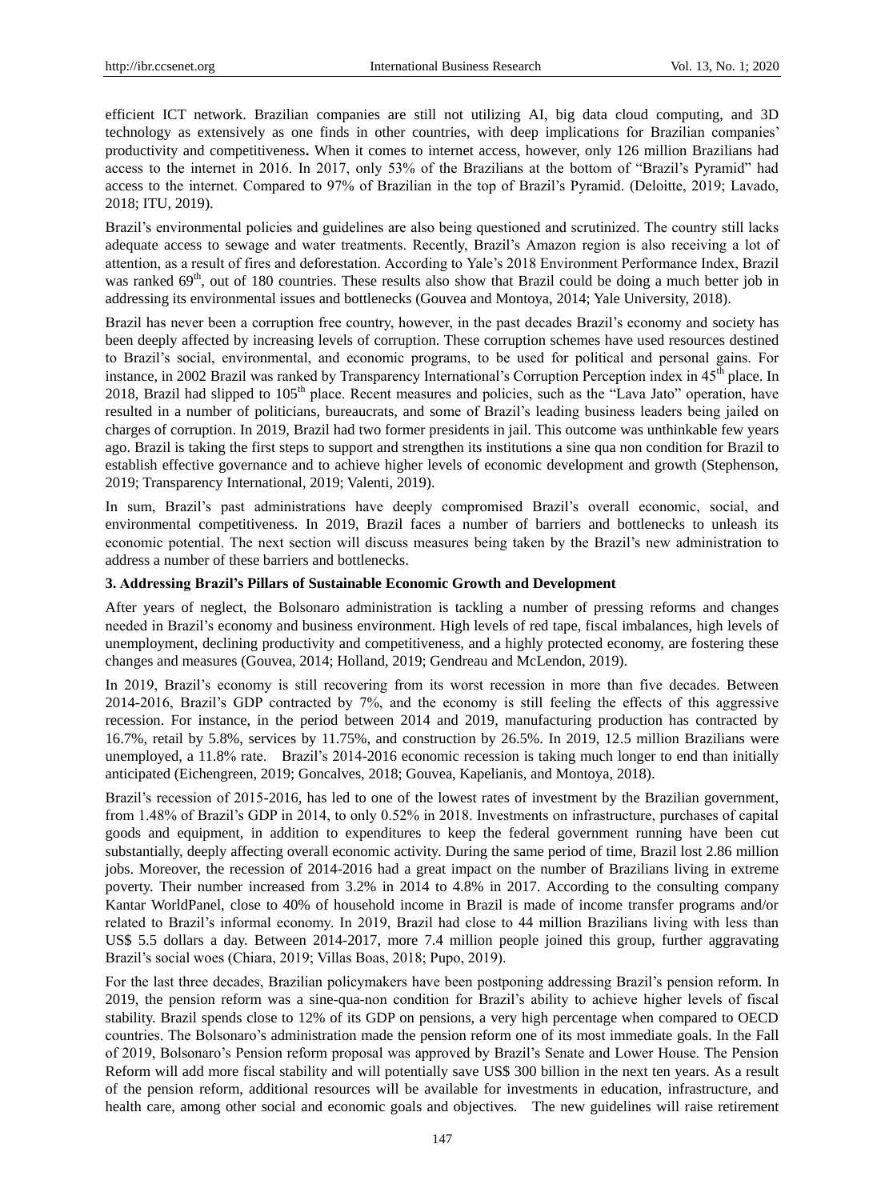efficient ICT network. Brazilian companies are still not utilizing AI, big data cloud computing, and 3D technology as extensively as one finds in other countries, with deep implications for Brazilian companies' productivity and competitiveness**.** When it comes to internet access, however, only 126 million Brazilians had access to the internet in 2016. In 2017, only 53% of the Brazilians at the bottom of "Brazil's Pyramid" had access to the internet. Compared to 97% of Brazilian in the top of Brazil's Pyramid. (Deloitte, 2019; Lavado, 2018; ITU, 2019).

Brazil's environmental policies and guidelines are also being questioned and scrutinized. The country still lacks adequate access to sewage and water treatments. Recently, Brazil's Amazon region is also receiving a lot of attention, as a result of fires and deforestation. According to Yale's 2018 Environment Performance Index, Brazil was ranked 69th, out of 180 countries. These results also show that Brazil could be doing a much better job in addressing its environmental issues and bottlenecks (Gouvea and Montoya, 2014; Yale University, 2018).

Brazil has never been a corruption free country, however, in the past decades Brazil's economy and society has been deeply affected by increasing levels of corruption. These corruption schemes have used resources destined to Brazil's social, environmental, and economic programs, to be used for political and personal gains. For instance, in 2002 Brazil was ranked by Transparency International's Corruption Perception index in 45th place. In 2018, Brazil had slipped to 105th place. Recent measures and policies, such as the "Lava Jato" operation, have resulted in a number of politicians, bureaucrats, and some of Brazil's leading business leaders being jailed on charges of corruption. In 2019, Brazil had two former presidents in jail. This outcome was unthinkable few years ago. Brazil is taking the first steps to support and strengthen its institutions a sine qua non condition for Brazil to establish effective governance and to achieve higher levels of economic development and growth (Stephenson, 2019; Transparency International, 2019; Valenti, 2019).

In sum, Brazil's past administrations have deeply compromised Brazil's overall economic, social, and environmental competitiveness. In 2019, Brazil faces a number of barriers and bottlenecks to unleash its economic potential. The next section will discuss measures being taken by the Brazil's new administration to address a number of these barriers and bottlenecks.

## 3. Addressing Brazil's Pillars of Sustainable Economic Growth and Development

After years of neglect, the Bolsonaro administration is tackling a number of pressing reforms and changes needed in Brazil's economy and business environment. High levels of red tape, fiscal imbalances, high levels of unemployment, declining productivity and competitiveness, and a highly protected economy, are fostering these changes and measures (Gouvea, 2014; Holland, 2019; Gendreau and McLendon, 2019).

In 2019, Brazil's economy is still recovering from its worst recession in more than five decades. Between 2014-2016, Brazil's GDP contracted by 7%, and the economy is still feeling the effects of this aggressive recession. For instance, in the period between 2014 and 2019, manufacturing production has contracted by 16.7%, retail by 5.8%, services by 11.75%, and construction by 26.5%. In 2019, 12.5 million Brazilians were unemployed, a 11.8% rate. Brazil's 2014-2016 economic recession is taking much longer to end than initially anticipated (Eichengreen, 2019; Goncalves, 2018; Gouvea, Kapelianis, and Montoya, 2018).

Brazil's recession of 2015-2016, has led to one of the lowest rates of investment by the Brazilian government, from 1.48% of Brazil's GDP in 2014, to only 0.52% in 2018. Investments on infrastructure, purchases of capital goods and equipment, in addition to expenditures to keep the federal government running have been cut substantially, deeply affecting overall economic activity. During the same period of time, Brazil lost 2.86 million jobs. Moreover, the recession of 2014-2016 had a great impact on the number of Brazilians living in extreme poverty. Their number increased from 3.2% in 2014 to 4.8% in 2017. According to the consulting company Kantar WorldPanel, close to 40% of household income in Brazil is made of income transfer programs and/or related to Brazil's informal economy. In 2019, Brazil had close to 44 million Brazilians living with less than US$ 5.5 dollars a day. Between 2014-2017, more 7.4 million people joined this group, further aggravating Brazil's social woes (Chiara, 2019; Villas Boas, 2018; Pupo, 2019).

For the last three decades, Brazilian policymakers have been postponing addressing Brazil's pension reform. In 2019, the pension reform was a sine-qua-non condition for Brazil's ability to achieve higher levels of fiscal stability. Brazil spends close to 12% of its GDP on pensions, a very high percentage when compared to OECD countries. The Bolsonaro's administration made the pension reform one of its most immediate goals. In the Fall of 2019, Bolsonaro's Pension reform proposal was approved by Brazil's Senate and Lower House. The Pension Reform will add more fiscal stability and will potentially save US$ 300 billion in the next ten years. As a result of the pension reform, additional resources will be available for investments in education, infrastructure, and health care, among other social and economic goals and objectives. The new guidelines will raise retirement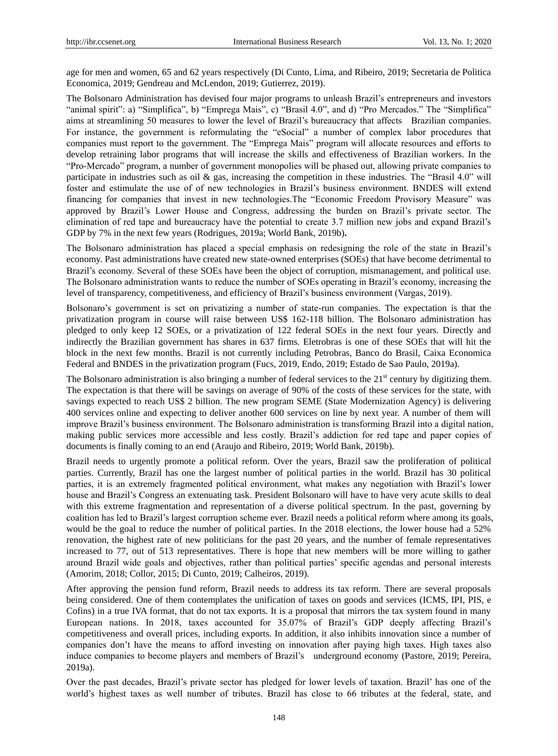age for men and women, 65 and 62 years respectively (Di Cunto, Lima, and Ribeiro, 2019; Secretaria de Politica Economica, 2019; Gendreau and McLendon, 2019; Gutierrez, 2019).

The Bolsonaro Administration has devised four major programs to unleash Brazil's entrepreneurs and investors "animal spirit": a) "Simplifica", b) "Emprega Mais", c) "Brasil 4.0", and d) "Pro Mercados." The "Simplifica" aims at streamlining 50 measures to lower the level of Brazil's bureaucracy that affects Brazilian companies. For instance, the government is reformulating the "eSocial" a number of complex labor procedures that companies must report to the government. The "Emprega Mais" program will allocate resources and efforts to develop retraining labor programs that will increase the skills and effectiveness of Brazilian workers. In the "Pro-Mercado" program, a number of government monopolies will be phased out, allowing private companies to participate in industries such as oil & gas, increasing the competition in these industries. The "Brasil 4.0" will foster and estimulate the use of of new technologies in Brazil's business environment. BNDES will extend financing for companies that invest in new technologies.The "Economic Freedom Provisory Measure" was approved by Brazil's Lower House and Congress, addressing the burden on Brazil's private sector. The elimination of red tape and bureaucracy have the potential to create 3.7 million new jobs and expand Brazil's GDP by 7% in the next few years (Rodrigues, 2019a; World Bank, 2019b).

The Bolsonaro administration has placed a special emphasis on redesigning the role of the state in Brazil's economy. Past administrations have created new state-owned enterprises (SOEs) that have become detrimental to Brazil's economy. Several of these SOEs have been the object of corruption, mismanagement, and political use. The Bolsonaro administration wants to reduce the number of SOEs operating in Brazil's economy, increasing the level of transparency, competitiveness, and efficiency of Brazil's business environment (Vargas, 2019).

Bolsonaro's government is set on privatizing a number of state-run companies. The expectation is that the privatization program in course will raise between US$ 162-118 billion. The Bolsonaro administration has pledged to only keep 12 SOEs, or a privatization of 122 federal SOEs in the next four years. Directly and indirectly the Brazilian government has shares in 637 firms. Eletrobras is one of these SOEs that will hit the block in the next few months. Brazil is not currently including Petrobras, Banco do Brasil, Caixa Economica Federal and BNDES in the privatization program (Fucs, 2019, Endo, 2019; Estado de Sao Paulo, 2019a).

The Bolsonaro administration is also bringing a number of federal services to the 21st century by digitizing them. The expectation is that there will be savings on average of 90% of the costs of these services for the state, with savings expected to reach US$ 2 billion. The new program SEME (State Modernization Agency) is delivering 400 services online and expecting to deliver another 600 services on line by next year. A number of them will improve Brazil's business environment. The Bolsonaro administration is transforming Brazil into a digital nation, making public services more accessible and less costly. Brazil's addiction for red tape and paper copies of documents is finally coming to an end (Araujo and Ribeiro, 2019; World Bank, 2019b).

Brazil needs to urgently promote a political reform. Over the years, Brazil saw the proliferation of political parties. Currently, Brazil has one the largest number of political parties in the world. Brazil has 30 political parties, it is an extremely fragmented political environment, what makes any negotiation with Brazil's lower house and Brazil's Congress an extenuating task. President Bolsonaro will have to have very acute skills to deal with this extreme fragmentation and representation of a diverse political spectrum. In the past, governing by coalition has led to Brazil's largest corruption scheme ever. Brazil needs a political reform where among its goals, would be the goal to reduce the number of political parties. In the 2018 elections, the lower house had a 52% renovation, the highest rate of new politicians for the past 20 years, and the number of female representatives increased to 77, out of 513 representatives. There is hope that new members will be more willing to gather around Brazil wide goals and objectives, rather than political parties' specific agendas and personal interests (Amorim, 2018; Collor, 2015; Di Cunto, 2019; Calheiros, 2019).

After approving the pension fund reform, Brazil needs to address its tax reform. There are several proposals being considered. One of them contemplates the unification of taxes on goods and services (ICMS, IPI, PIS, e Cofins) in a true IVA format, that do not tax exports. It is a proposal that mirrors the tax system found in many European nations. In 2018, taxes accounted for 35.07% of Brazil's GDP deeply affecting Brazil's competitiveness and overall prices, including exports. In addition, it also inhibits innovation since a number of companies don't have the means to afford investing on innovation after paying high taxes. High taxes also induce companies to become players and members of Brazil's underground economy (Pastore, 2019; Pereira, 2019a).

Over the past decades, Brazil's private sector has pledged for lower levels of taxation. Brazil' has one of the world's highest taxes as well number of tributes. Brazil has close to 66 tributes at the federal, state, and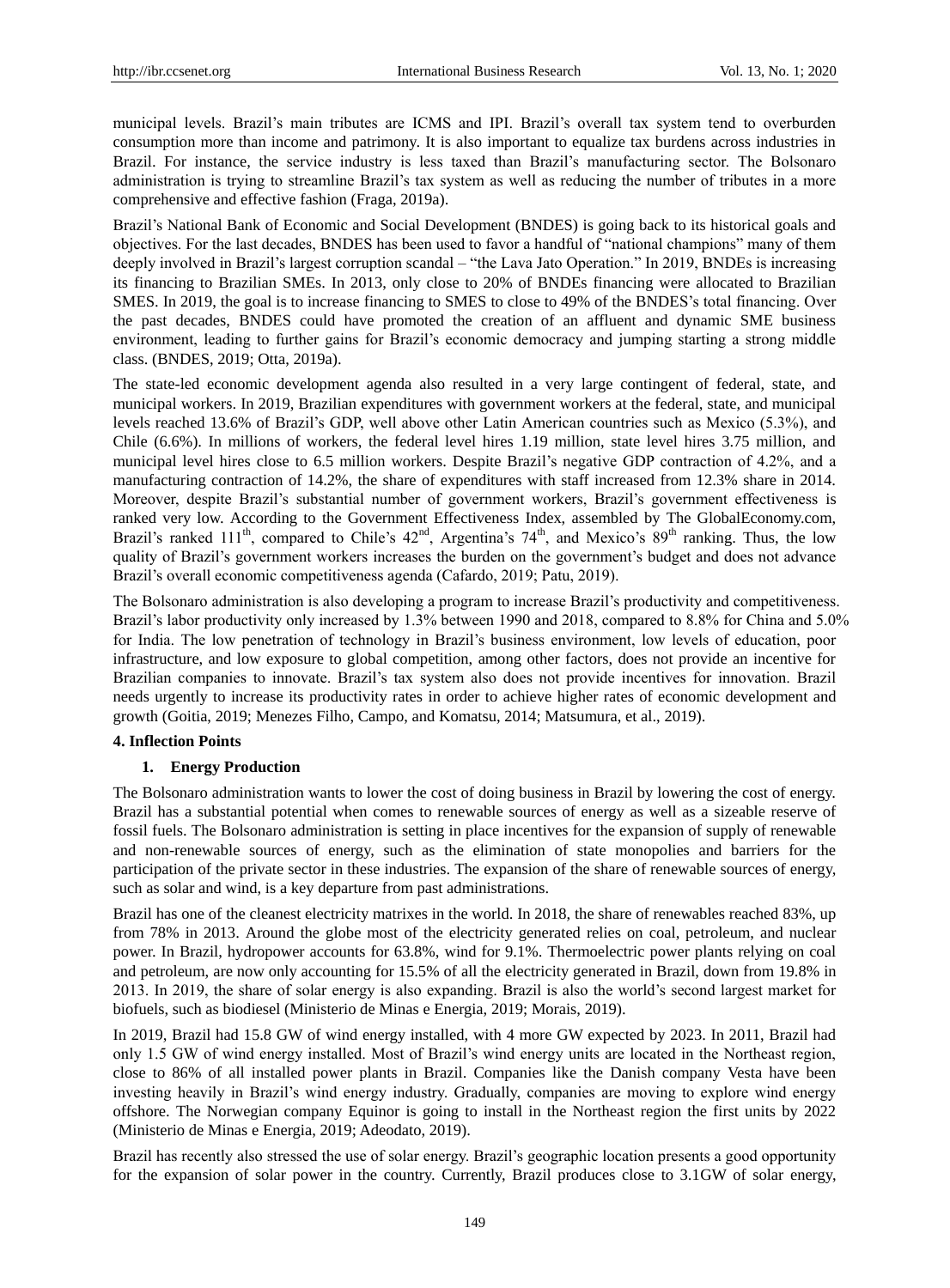municipal levels. Brazil's main tributes are ICMS and IPI. Brazil's overall tax system tend to overburden consumption more than income and patrimony. It is also important to equalize tax burdens across industries in Brazil. For instance, the service industry is less taxed than Brazil's manufacturing sector. The Bolsonaro administration is trying to streamline Brazil's tax system as well as reducing the number of tributes in a more comprehensive and effective fashion (Fraga, 2019a).

Brazil's National Bank of Economic and Social Development (BNDES) is going back to its historical goals and objectives. For the last decades, BNDES has been used to favor a handful of "national champions" many of them deeply involved in Brazil's largest corruption scandal – "the Lava Jato Operation." In 2019, BNDEs is increasing its financing to Brazilian SMEs. In 2013, only close to 20% of BNDEs financing were allocated to Brazilian SMES. In 2019, the goal is to increase financing to SMES to close to 49% of the BNDES's total financing. Over the past decades, BNDES could have promoted the creation of an affluent and dynamic SME business environment, leading to further gains for Brazil's economic democracy and jumping starting a strong middle class. (BNDES, 2019; Otta, 2019a).

The state-led economic development agenda also resulted in a very large contingent of federal, state, and municipal workers. In 2019, Brazilian expenditures with government workers at the federal, state, and municipal levels reached 13.6% of Brazil's GDP, well above other Latin American countries such as Mexico (5.3%), and Chile (6.6%). In millions of workers, the federal level hires 1.19 million, state level hires 3.75 million, and municipal level hires close to 6.5 million workers. Despite Brazil's negative GDP contraction of 4.2%, and a manufacturing contraction of 14.2%, the share of expenditures with staff increased from 12.3% share in 2014. Moreover, despite Brazil's substantial number of government workers, Brazil's government effectiveness is ranked very low. According to the Government Effectiveness Index, assembled by The GlobalEconomy.com, Brazil's ranked 111th, compared to Chile's 42nd, Argentina's 74th, and Mexico's 89th ranking. Thus, the low quality of Brazil's government workers increases the burden on the government's budget and does not advance Brazil's overall economic competitiveness agenda (Cafardo, 2019; Patu, 2019).

The Bolsonaro administration is also developing a program to increase Brazil's productivity and competitiveness. Brazil's labor productivity only increased by 1.3% between 1990 and 2018, compared to 8.8% for China and 5.0% for India. The low penetration of technology in Brazil's business environment, low levels of education, poor infrastructure, and low exposure to global competition, among other factors, does not provide an incentive for Brazilian companies to innovate. Brazil's tax system also does not provide incentives for innovation. Brazil needs urgently to increase its productivity rates in order to achieve higher rates of economic development and growth (Goitia, 2019; Menezes Filho, Campo, and Komatsu, 2014; Matsumura, et al., 2019).

## 4. Inflection Points

### 1. Energy Production

The Bolsonaro administration wants to lower the cost of doing business in Brazil by lowering the cost of energy. Brazil has a substantial potential when comes to renewable sources of energy as well as a sizeable reserve of fossil fuels. The Bolsonaro administration is setting in place incentives for the expansion of supply of renewable and non-renewable sources of energy, such as the elimination of state monopolies and barriers for the participation of the private sector in these industries. The expansion of the share of renewable sources of energy, such as solar and wind, is a key departure from past administrations.

Brazil has one of the cleanest electricity matrixes in the world. In 2018, the share of renewables reached 83%, up from 78% in 2013. Around the globe most of the electricity generated relies on coal, petroleum, and nuclear power. In Brazil, hydropower accounts for 63.8%, wind for 9.1%. Thermoelectric power plants relying on coal and petroleum, are now only accounting for 15.5% of all the electricity generated in Brazil, down from 19.8% in 2013. In 2019, the share of solar energy is also expanding. Brazil is also the world's second largest market for biofuels, such as biodiesel (Ministerio de Minas e Energia, 2019; Morais, 2019).

In 2019, Brazil had 15.8 GW of wind energy installed, with 4 more GW expected by 2023. In 2011, Brazil had only 1.5 GW of wind energy installed. Most of Brazil's wind energy units are located in the Northeast region, close to 86% of all installed power plants in Brazil. Companies like the Danish company Vesta have been investing heavily in Brazil's wind energy industry. Gradually, companies are moving to explore wind energy offshore. The Norwegian company Equinor is going to install in the Northeast region the first units by 2022 (Ministerio de Minas e Energia, 2019; Adeodato, 2019).

Brazil has recently also stressed the use of solar energy. Brazil's geographic location presents a good opportunity for the expansion of solar power in the country. Currently, Brazil produces close to 3.1GW of solar energy,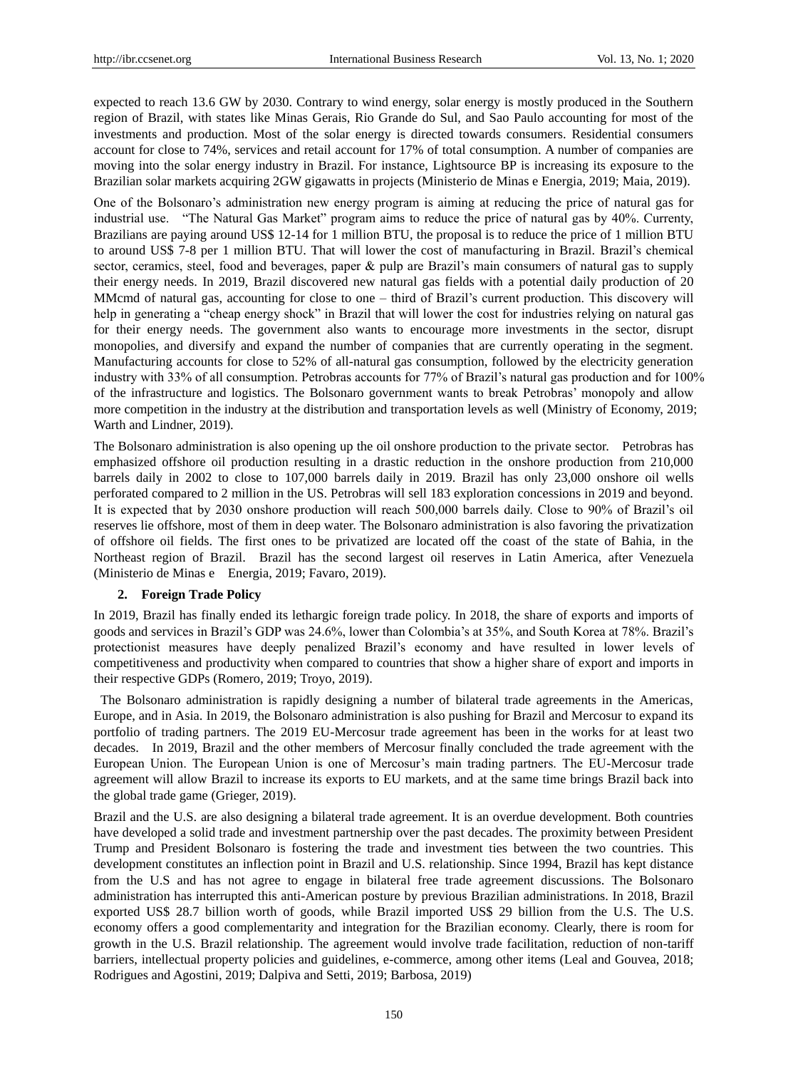expected to reach 13.6 GW by 2030. Contrary to wind energy, solar energy is mostly produced in the Southern region of Brazil, with states like Minas Gerais, Rio Grande do Sul, and Sao Paulo accounting for most of the investments and production. Most of the solar energy is directed towards consumers. Residential consumers account for close to 74%, services and retail account for 17% of total consumption. A number of companies are moving into the solar energy industry in Brazil. For instance, Lightsource BP is increasing its exposure to the Brazilian solar markets acquiring 2GW gigawatts in projects (Ministerio de Minas e Energia, 2019; Maia, 2019).

One of the Bolsonaro's administration new energy program is aiming at reducing the price of natural gas for industrial use. "The Natural Gas Market" program aims to reduce the price of natural gas by 40%. Currenty, Brazilians are paying around US$ 12-14 for 1 million BTU, the proposal is to reduce the price of 1 million BTU to around US$ 7-8 per 1 million BTU. That will lower the cost of manufacturing in Brazil. Brazil's chemical sector, ceramics, steel, food and beverages, paper & pulp are Brazil's main consumers of natural gas to supply their energy needs. In 2019, Brazil discovered new natural gas fields with a potential daily production of 20 MMcmd of natural gas, accounting for close to one – third of Brazil's current production. This discovery will help in generating a "cheap energy shock" in Brazil that will lower the cost for industries relying on natural gas for their energy needs. The government also wants to encourage more investments in the sector, disrupt monopolies, and diversify and expand the number of companies that are currently operating in the segment. Manufacturing accounts for close to 52% of all-natural gas consumption, followed by the electricity generation industry with 33% of all consumption. Petrobras accounts for 77% of Brazil's natural gas production and for 100% of the infrastructure and logistics. The Bolsonaro government wants to break Petrobras' monopoly and allow more competition in the industry at the distribution and transportation levels as well (Ministry of Economy, 2019; Warth and Lindner, 2019).

The Bolsonaro administration is also opening up the oil onshore production to the private sector. Petrobras has emphasized offshore oil production resulting in a drastic reduction in the onshore production from 210,000 barrels daily in 2002 to close to 107,000 barrels daily in 2019. Brazil has only 23,000 onshore oil wells perforated compared to 2 million in the US. Petrobras will sell 183 exploration concessions in 2019 and beyond. It is expected that by 2030 onshore production will reach 500,000 barrels daily. Close to 90% of Brazil's oil reserves lie offshore, most of them in deep water. The Bolsonaro administration is also favoring the privatization of offshore oil fields. The first ones to be privatized are located off the coast of the state of Bahia, in the Northeast region of Brazil. Brazil has the second largest oil reserves in Latin America, after Venezuela (Ministerio de Minas e Energia, 2019; Favaro, 2019).

## 2. Foreign Trade Policy

In 2019, Brazil has finally ended its lethargic foreign trade policy. In 2018, the share of exports and imports of goods and services in Brazil's GDP was 24.6%, lower than Colombia's at 35%, and South Korea at 78%. Brazil's protectionist measures have deeply penalized Brazil's economy and have resulted in lower levels of competitiveness and productivity when compared to countries that show a higher share of export and imports in their respective GDPs (Romero, 2019; Troyo, 2019).

The Bolsonaro administration is rapidly designing a number of bilateral trade agreements in the Americas, Europe, and in Asia. In 2019, the Bolsonaro administration is also pushing for Brazil and Mercosur to expand its portfolio of trading partners. The 2019 EU-Mercosur trade agreement has been in the works for at least two decades. In 2019, Brazil and the other members of Mercosur finally concluded the trade agreement with the European Union. The European Union is one of Mercosur's main trading partners. The EU-Mercosur trade agreement will allow Brazil to increase its exports to EU markets, and at the same time brings Brazil back into the global trade game (Grieger, 2019).

Brazil and the U.S. are also designing a bilateral trade agreement. It is an overdue development. Both countries have developed a solid trade and investment partnership over the past decades. The proximity between President Trump and President Bolsonaro is fostering the trade and investment ties between the two countries. This development constitutes an inflection point in Brazil and U.S. relationship. Since 1994, Brazil has kept distance from the U.S and has not agree to engage in bilateral free trade agreement discussions. The Bolsonaro administration has interrupted this anti-American posture by previous Brazilian administrations. In 2018, Brazil exported US$ 28.7 billion worth of goods, while Brazil imported US$ 29 billion from the U.S. The U.S. economy offers a good complementarity and integration for the Brazilian economy. Clearly, there is room for growth in the U.S. Brazil relationship. The agreement would involve trade facilitation, reduction of non-tariff barriers, intellectual property policies and guidelines, e-commerce, among other items (Leal and Gouvea, 2018; Rodrigues and Agostini, 2019; Dalpiva and Setti, 2019; Barbosa, 2019)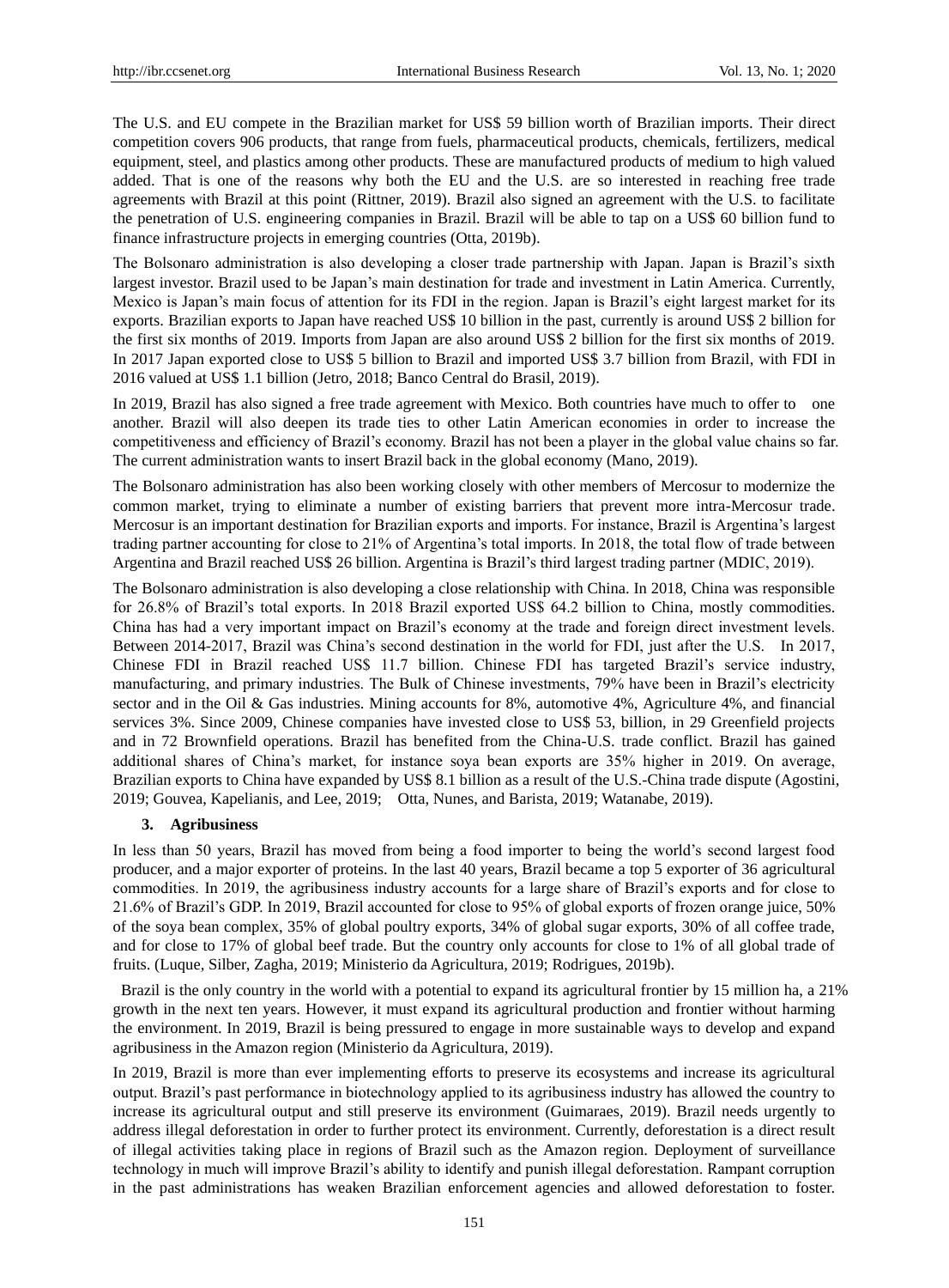The U.S. and EU compete in the Brazilian market for US$ 59 billion worth of Brazilian imports. Their direct competition covers 906 products, that range from fuels, pharmaceutical products, chemicals, fertilizers, medical equipment, steel, and plastics among other products. These are manufactured products of medium to high valued added. That is one of the reasons why both the EU and the U.S. are so interested in reaching free trade agreements with Brazil at this point (Rittner, 2019). Brazil also signed an agreement with the U.S. to facilitate the penetration of U.S. engineering companies in Brazil. Brazil will be able to tap on a US$ 60 billion fund to finance infrastructure projects in emerging countries (Otta, 2019b).

The Bolsonaro administration is also developing a closer trade partnership with Japan. Japan is Brazil's sixth largest investor. Brazil used to be Japan's main destination for trade and investment in Latin America. Currently, Mexico is Japan's main focus of attention for its FDI in the region. Japan is Brazil's eight largest market for its exports. Brazilian exports to Japan have reached US$ 10 billion in the past, currently is around US$ 2 billion for the first six months of 2019. Imports from Japan are also around US$ 2 billion for the first six months of 2019. In 2017 Japan exported close to US$ 5 billion to Brazil and imported US$ 3.7 billion from Brazil, with FDI in 2016 valued at US$ 1.1 billion (Jetro, 2018; Banco Central do Brasil, 2019).

In 2019, Brazil has also signed a free trade agreement with Mexico. Both countries have much to offer to one another. Brazil will also deepen its trade ties to other Latin American economies in order to increase the competitiveness and efficiency of Brazil's economy. Brazil has not been a player in the global value chains so far. The current administration wants to insert Brazil back in the global economy (Mano, 2019).

The Bolsonaro administration has also been working closely with other members of Mercosur to modernize the common market, trying to eliminate a number of existing barriers that prevent more intra-Mercosur trade. Mercosur is an important destination for Brazilian exports and imports. For instance, Brazil is Argentina's largest trading partner accounting for close to 21% of Argentina's total imports. In 2018, the total flow of trade between Argentina and Brazil reached US$ 26 billion. Argentina is Brazil's third largest trading partner (MDIC, 2019).

The Bolsonaro administration is also developing a close relationship with China. In 2018, China was responsible for 26.8% of Brazil's total exports. In 2018 Brazil exported US$ 64.2 billion to China, mostly commodities. China has had a very important impact on Brazil's economy at the trade and foreign direct investment levels. Between 2014-2017, Brazil was China's second destination in the world for FDI, just after the U.S. In 2017, Chinese FDI in Brazil reached US$ 11.7 billion. Chinese FDI has targeted Brazil's service industry, manufacturing, and primary industries. The Bulk of Chinese investments, 79% have been in Brazil's electricity sector and in the Oil & Gas industries. Mining accounts for 8%, automotive 4%, Agriculture 4%, and financial services 3%. Since 2009, Chinese companies have invested close to US$ 53, billion, in 29 Greenfield projects and in 72 Brownfield operations. Brazil has benefited from the China-U.S. trade conflict. Brazil has gained additional shares of China's market, for instance soya bean exports are 35% higher in 2019. On average, Brazilian exports to China have expanded by US$ 8.1 billion as a result of the U.S.-China trade dispute (Agostini, 2019; Gouvea, Kapelianis, and Lee, 2019; Otta, Nunes, and Barista, 2019; Watanabe, 2019).

## 3. Agribusiness

In less than 50 years, Brazil has moved from being a food importer to being the world's second largest food producer, and a major exporter of proteins. In the last 40 years, Brazil became a top 5 exporter of 36 agricultural commodities. In 2019, the agribusiness industry accounts for a large share of Brazil's exports and for close to 21.6% of Brazil's GDP. In 2019, Brazil accounted for close to 95% of global exports of frozen orange juice, 50% of the soya bean complex, 35% of global poultry exports, 34% of global sugar exports, 30% of all coffee trade, and for close to 17% of global beef trade. But the country only accounts for close to 1% of all global trade of fruits. (Luque, Silber, Zagha, 2019; Ministerio da Agricultura, 2019; Rodrigues, 2019b).

Brazil is the only country in the world with a potential to expand its agricultural frontier by 15 million ha, a 21% growth in the next ten years. However, it must expand its agricultural production and frontier without harming the environment. In 2019, Brazil is being pressured to engage in more sustainable ways to develop and expand agribusiness in the Amazon region (Ministerio da Agricultura, 2019).

In 2019, Brazil is more than ever implementing efforts to preserve its ecosystems and increase its agricultural output. Brazil's past performance in biotechnology applied to its agribusiness industry has allowed the country to increase its agricultural output and still preserve its environment (Guimaraes, 2019). Brazil needs urgently to address illegal deforestation in order to further protect its environment. Currently, deforestation is a direct result of illegal activities taking place in regions of Brazil such as the Amazon region. Deployment of surveillance technology in much will improve Brazil's ability to identify and punish illegal deforestation. Rampant corruption in the past administrations has weaken Brazilian enforcement agencies and allowed deforestation to foster.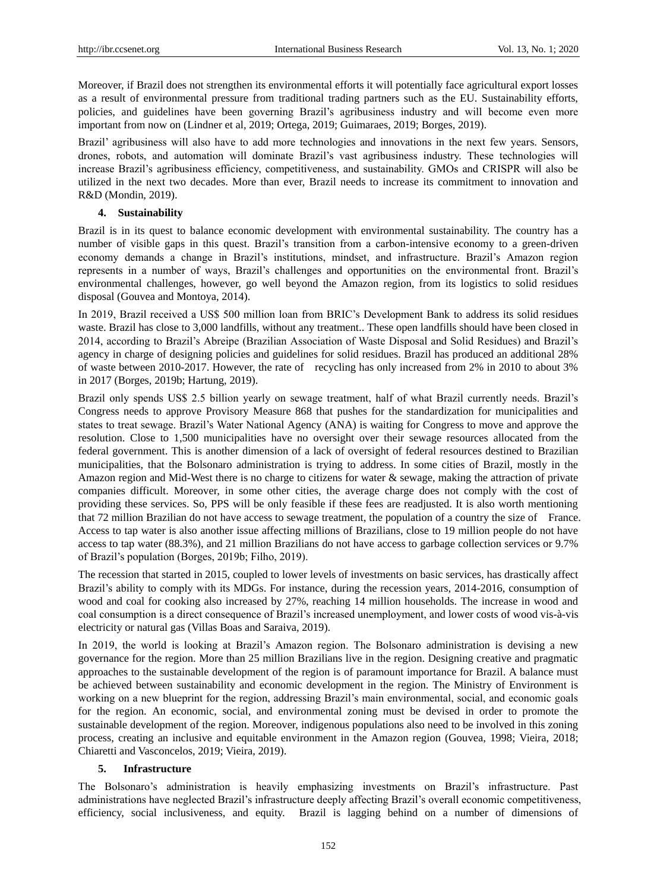Moreover, if Brazil does not strengthen its environmental efforts it will potentially face agricultural export losses as a result of environmental pressure from traditional trading partners such as the EU. Sustainability efforts, policies, and guidelines have been governing Brazil's agribusiness industry and will become even more important from now on (Lindner et al, 2019; Ortega, 2019; Guimaraes, 2019; Borges, 2019).

Brazil' agribusiness will also have to add more technologies and innovations in the next few years. Sensors, drones, robots, and automation will dominate Brazil's vast agribusiness industry. These technologies will increase Brazil's agribusiness efficiency, competitiveness, and sustainability. GMOs and CRISPR will also be utilized in the next two decades. More than ever, Brazil needs to increase its commitment to innovation and R&D (Mondin, 2019).

## 4. Sustainability

Brazil is in its quest to balance economic development with environmental sustainability. The country has a number of visible gaps in this quest. Brazil's transition from a carbon-intensive economy to a green-driven economy demands a change in Brazil's institutions, mindset, and infrastructure. Brazil's Amazon region represents in a number of ways, Brazil's challenges and opportunities on the environmental front. Brazil's environmental challenges, however, go well beyond the Amazon region, from its logistics to solid residues disposal (Gouvea and Montoya, 2014).

In 2019, Brazil received a US$ 500 million loan from BRIC's Development Bank to address its solid residues waste. Brazil has close to 3,000 landfills, without any treatment.. These open landfills should have been closed in 2014, according to Brazil's Abreipe (Brazilian Association of Waste Disposal and Solid Residues) and Brazil's agency in charge of designing policies and guidelines for solid residues. Brazil has produced an additional 28% of waste between 2010-2017. However, the rate of recycling has only increased from 2% in 2010 to about 3% in 2017 (Borges, 2019b; Hartung, 2019).

Brazil only spends US$ 2.5 billion yearly on sewage treatment, half of what Brazil currently needs. Brazil's Congress needs to approve Provisory Measure 868 that pushes for the standardization for municipalities and states to treat sewage. Brazil's Water National Agency (ANA) is waiting for Congress to move and approve the resolution. Close to 1,500 municipalities have no oversight over their sewage resources allocated from the federal government. This is another dimension of a lack of oversight of federal resources destined to Brazilian municipalities, that the Bolsonaro administration is trying to address. In some cities of Brazil, mostly in the Amazon region and Mid-West there is no charge to citizens for water & sewage, making the attraction of private companies difficult. Moreover, in some other cities, the average charge does not comply with the cost of providing these services. So, PPS will be only feasible if these fees are readjusted. It is also worth mentioning that 72 million Brazilian do not have access to sewage treatment, the population of a country the size of France. Access to tap water is also another issue affecting millions of Brazilians, close to 19 million people do not have access to tap water (88.3%), and 21 million Brazilians do not have access to garbage collection services or 9.7% of Brazil's population (Borges, 2019b; Filho, 2019).

The recession that started in 2015, coupled to lower levels of investments on basic services, has drastically affect Brazil's ability to comply with its MDGs. For instance, during the recession years, 2014-2016, consumption of wood and coal for cooking also increased by 27%, reaching 14 million households. The increase in wood and coal consumption is a direct consequence of Brazil's increased unemployment, and lower costs of wood vis-à-vis electricity or natural gas (Villas Boas and Saraiva, 2019).

In 2019, the world is looking at Brazil's Amazon region. The Bolsonaro administration is devising a new governance for the region. More than 25 million Brazilians live in the region. Designing creative and pragmatic approaches to the sustainable development of the region is of paramount importance for Brazil. A balance must be achieved between sustainability and economic development in the region. The Ministry of Environment is working on a new blueprint for the region, addressing Brazil's main environmental, social, and economic goals for the region. An economic, social, and environmental zoning must be devised in order to promote the sustainable development of the region. Moreover, indigenous populations also need to be involved in this zoning process, creating an inclusive and equitable environment in the Amazon region (Gouvea, 1998; Vieira, 2018; Chiaretti and Vasconcelos, 2019; Vieira, 2019).

## 5. Infrastructure

The Bolsonaro's administration is heavily emphasizing investments on Brazil's infrastructure. Past administrations have neglected Brazil's infrastructure deeply affecting Brazil's overall economic competitiveness, efficiency, social inclusiveness, and equity. Brazil is lagging behind on a number of dimensions of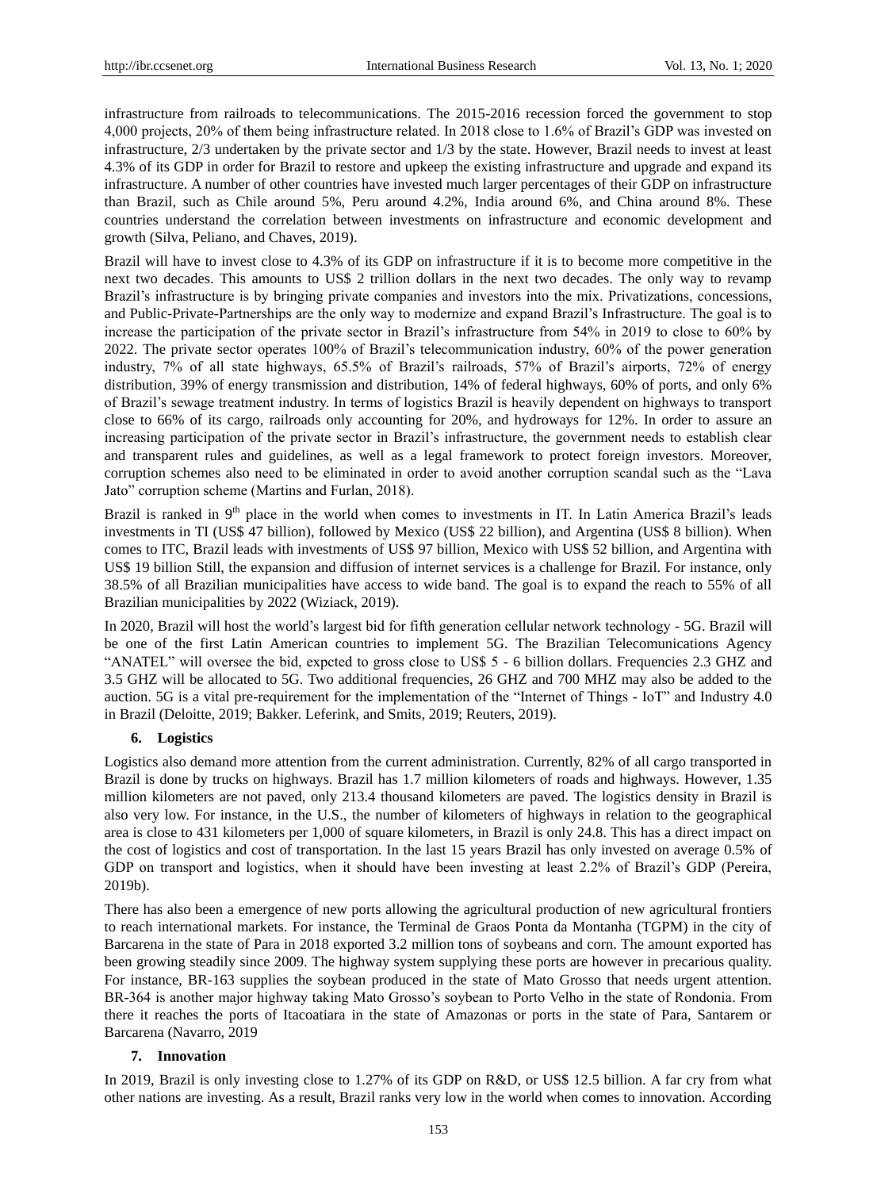infrastructure from railroads to telecommunications. The 2015-2016 recession forced the government to stop 4,000 projects, 20% of them being infrastructure related. In 2018 close to 1.6% of Brazil's GDP was invested on infrastructure, 2/3 undertaken by the private sector and 1/3 by the state. However, Brazil needs to invest at least 4.3% of its GDP in order for Brazil to restore and upkeep the existing infrastructure and upgrade and expand its infrastructure. A number of other countries have invested much larger percentages of their GDP on infrastructure than Brazil, such as Chile around 5%, Peru around 4.2%, India around 6%, and China around 8%. These countries understand the correlation between investments on infrastructure and economic development and growth (Silva, Peliano, and Chaves, 2019).

Brazil will have to invest close to 4.3% of its GDP on infrastructure if it is to become more competitive in the next two decades. This amounts to US$ 2 trillion dollars in the next two decades. The only way to revamp Brazil's infrastructure is by bringing private companies and investors into the mix. Privatizations, concessions, and Public-Private-Partnerships are the only way to modernize and expand Brazil's Infrastructure. The goal is to increase the participation of the private sector in Brazil's infrastructure from 54% in 2019 to close to 60% by 2022. The private sector operates 100% of Brazil's telecommunication industry, 60% of the power generation industry, 7% of all state highways, 65.5% of Brazil's railroads, 57% of Brazil's airports, 72% of energy distribution, 39% of energy transmission and distribution, 14% of federal highways, 60% of ports, and only 6% of Brazil's sewage treatment industry. In terms of logistics Brazil is heavily dependent on highways to transport close to 66% of its cargo, railroads only accounting for 20%, and hydroways for 12%. In order to assure an increasing participation of the private sector in Brazil's infrastructure, the government needs to establish clear and transparent rules and guidelines, as well as a legal framework to protect foreign investors. Moreover, corruption schemes also need to be eliminated in order to avoid another corruption scandal such as the "Lava Jato" corruption scheme (Martins and Furlan, 2018).

Brazil is ranked in 9th place in the world when comes to investments in IT. In Latin America Brazil's leads investments in TI (US$ 47 billion), followed by Mexico (US$ 22 billion), and Argentina (US$ 8 billion). When comes to ITC, Brazil leads with investments of US$ 97 billion, Mexico with US$ 52 billion, and Argentina with US$ 19 billion Still, the expansion and diffusion of internet services is a challenge for Brazil. For instance, only 38.5% of all Brazilian municipalities have access to wide band. The goal is to expand the reach to 55% of all Brazilian municipalities by 2022 (Wiziack, 2019).

In 2020, Brazil will host the world's largest bid for fifth generation cellular network technology - 5G. Brazil will be one of the first Latin American countries to implement 5G. The Brazilian Telecomunications Agency "ANATEL" will oversee the bid, expcted to gross close to US$ 5 - 6 billion dollars. Frequencies 2.3 GHZ and 3.5 GHZ will be allocated to 5G. Two additional frequencies, 26 GHZ and 700 MHZ may also be added to the auction. 5G is a vital pre-requirement for the implementation of the "Internet of Things - IoT" and Industry 4.0 in Brazil (Deloitte, 2019; Bakker. Leferink, and Smits, 2019; Reuters, 2019).

## 6. Logistics

Logistics also demand more attention from the current administration. Currently, 82% of all cargo transported in Brazil is done by trucks on highways. Brazil has 1.7 million kilometers of roads and highways. However, 1.35 million kilometers are not paved, only 213.4 thousand kilometers are paved. The logistics density in Brazil is also very low. For instance, in the U.S., the number of kilometers of highways in relation to the geographical area is close to 431 kilometers per 1,000 of square kilometers, in Brazil is only 24.8. This has a direct impact on the cost of logistics and cost of transportation. In the last 15 years Brazil has only invested on average 0.5% of GDP on transport and logistics, when it should have been investing at least 2.2% of Brazil's GDP (Pereira, 2019b).

There has also been a emergence of new ports allowing the agricultural production of new agricultural frontiers to reach international markets. For instance, the Terminal de Graos Ponta da Montanha (TGPM) in the city of Barcarena in the state of Para in 2018 exported 3.2 million tons of soybeans and corn. The amount exported has been growing steadily since 2009. The highway system supplying these ports are however in precarious quality. For instance, BR-163 supplies the soybean produced in the state of Mato Grosso that needs urgent attention. BR-364 is another major highway taking Mato Grosso's soybean to Porto Velho in the state of Rondonia. From there it reaches the ports of Itacoatiara in the state of Amazonas or ports in the state of Para, Santarem or Barcarena (Navarro, 2019

## 7. Innovation

In 2019, Brazil is only investing close to 1.27% of its GDP on R&D, or US$ 12.5 billion. A far cry from what other nations are investing. As a result, Brazil ranks very low in the world when comes to innovation. According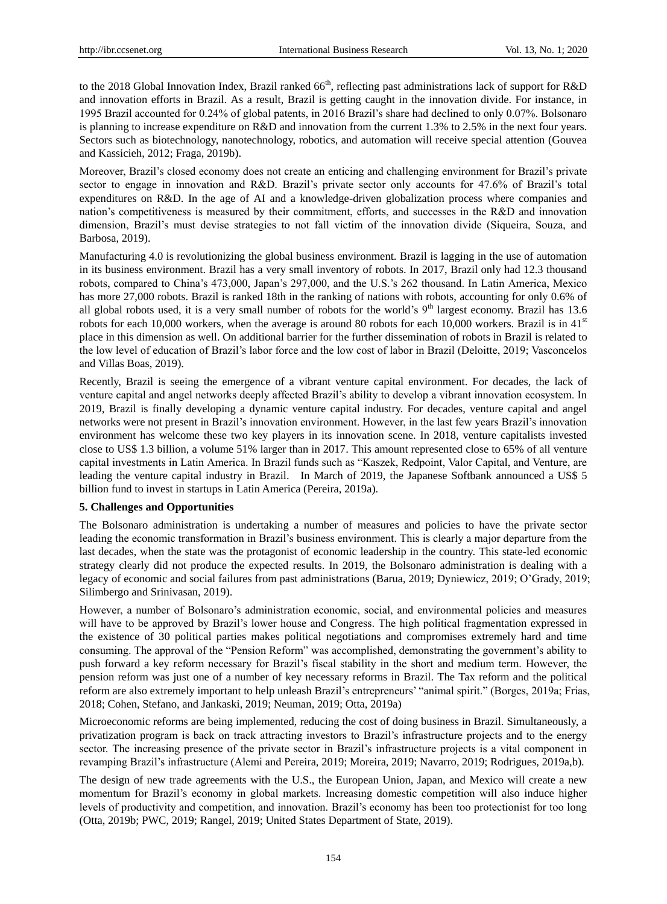to the 2018 Global Innovation Index, Brazil ranked 66th, reflecting past administrations lack of support for R&D and innovation efforts in Brazil. As a result, Brazil is getting caught in the innovation divide. For instance, in 1995 Brazil accounted for 0.24% of global patents, in 2016 Brazil's share had declined to only 0.07%. Bolsonaro is planning to increase expenditure on R&D and innovation from the current 1.3% to 2.5% in the next four years. Sectors such as biotechnology, nanotechnology, robotics, and automation will receive special attention (Gouvea and Kassicieh, 2012; Fraga, 2019b).

Moreover, Brazil's closed economy does not create an enticing and challenging environment for Brazil's private sector to engage in innovation and R&D. Brazil's private sector only accounts for 47.6% of Brazil's total expenditures on R&D. In the age of AI and a knowledge-driven globalization process where companies and nation's competitiveness is measured by their commitment, efforts, and successes in the R&D and innovation dimension, Brazil's must devise strategies to not fall victim of the innovation divide (Siqueira, Souza, and Barbosa, 2019).

Manufacturing 4.0 is revolutionizing the global business environment. Brazil is lagging in the use of automation in its business environment. Brazil has a very small inventory of robots. In 2017, Brazil only had 12.3 thousand robots, compared to China's 473,000, Japan's 297,000, and the U.S.'s 262 thousand. In Latin America, Mexico has more 27,000 robots. Brazil is ranked 18th in the ranking of nations with robots, accounting for only 0.6% of all global robots used, it is a very small number of robots for the world's 9th largest economy. Brazil has 13.6 robots for each 10,000 workers, when the average is around 80 robots for each 10,000 workers. Brazil is in 41st place in this dimension as well. On additional barrier for the further dissemination of robots in Brazil is related to the low level of education of Brazil's labor force and the low cost of labor in Brazil (Deloitte, 2019; Vasconcelos and Villas Boas, 2019).

Recently, Brazil is seeing the emergence of a vibrant venture capital environment. For decades, the lack of venture capital and angel networks deeply affected Brazil's ability to develop a vibrant innovation ecosystem. In 2019, Brazil is finally developing a dynamic venture capital industry. For decades, venture capital and angel networks were not present in Brazil's innovation environment. However, in the last few years Brazil's innovation environment has welcome these two key players in its innovation scene. In 2018, venture capitalists invested close to US$ 1.3 billion, a volume 51% larger than in 2017. This amount represented close to 65% of all venture capital investments in Latin America. In Brazil funds such as "Kaszek, Redpoint, Valor Capital, and Venture, are leading the venture capital industry in Brazil. In March of 2019, the Japanese Softbank announced a US$ 5 billion fund to invest in startups in Latin America (Pereira, 2019a).

## 5. Challenges and Opportunities

The Bolsonaro administration is undertaking a number of measures and policies to have the private sector leading the economic transformation in Brazil's business environment. This is clearly a major departure from the last decades, when the state was the protagonist of economic leadership in the country. This state-led economic strategy clearly did not produce the expected results. In 2019, the Bolsonaro administration is dealing with a legacy of economic and social failures from past administrations (Barua, 2019; Dyniewicz, 2019; O'Grady, 2019; Silimbergo and Srinivasan, 2019).

However, a number of Bolsonaro's administration economic, social, and environmental policies and measures will have to be approved by Brazil's lower house and Congress. The high political fragmentation expressed in the existence of 30 political parties makes political negotiations and compromises extremely hard and time consuming. The approval of the "Pension Reform" was accomplished, demonstrating the government's ability to push forward a key reform necessary for Brazil's fiscal stability in the short and medium term. However, the pension reform was just one of a number of key necessary reforms in Brazil. The Tax reform and the political reform are also extremely important to help unleash Brazil's entrepreneurs' "animal spirit." (Borges, 2019a; Frias, 2018; Cohen, Stefano, and Jankaski, 2019; Neuman, 2019; Otta, 2019a)

Microeconomic reforms are being implemented, reducing the cost of doing business in Brazil. Simultaneously, a privatization program is back on track attracting investors to Brazil's infrastructure projects and to the energy sector. The increasing presence of the private sector in Brazil's infrastructure projects is a vital component in revamping Brazil's infrastructure (Alemi and Pereira, 2019; Moreira, 2019; Navarro, 2019; Rodrigues, 2019a,b).

The design of new trade agreements with the U.S., the European Union, Japan, and Mexico will create a new momentum for Brazil's economy in global markets. Increasing domestic competition will also induce higher levels of productivity and competition, and innovation. Brazil's economy has been too protectionist for too long (Otta, 2019b; PWC, 2019; Rangel, 2019; United States Department of State, 2019).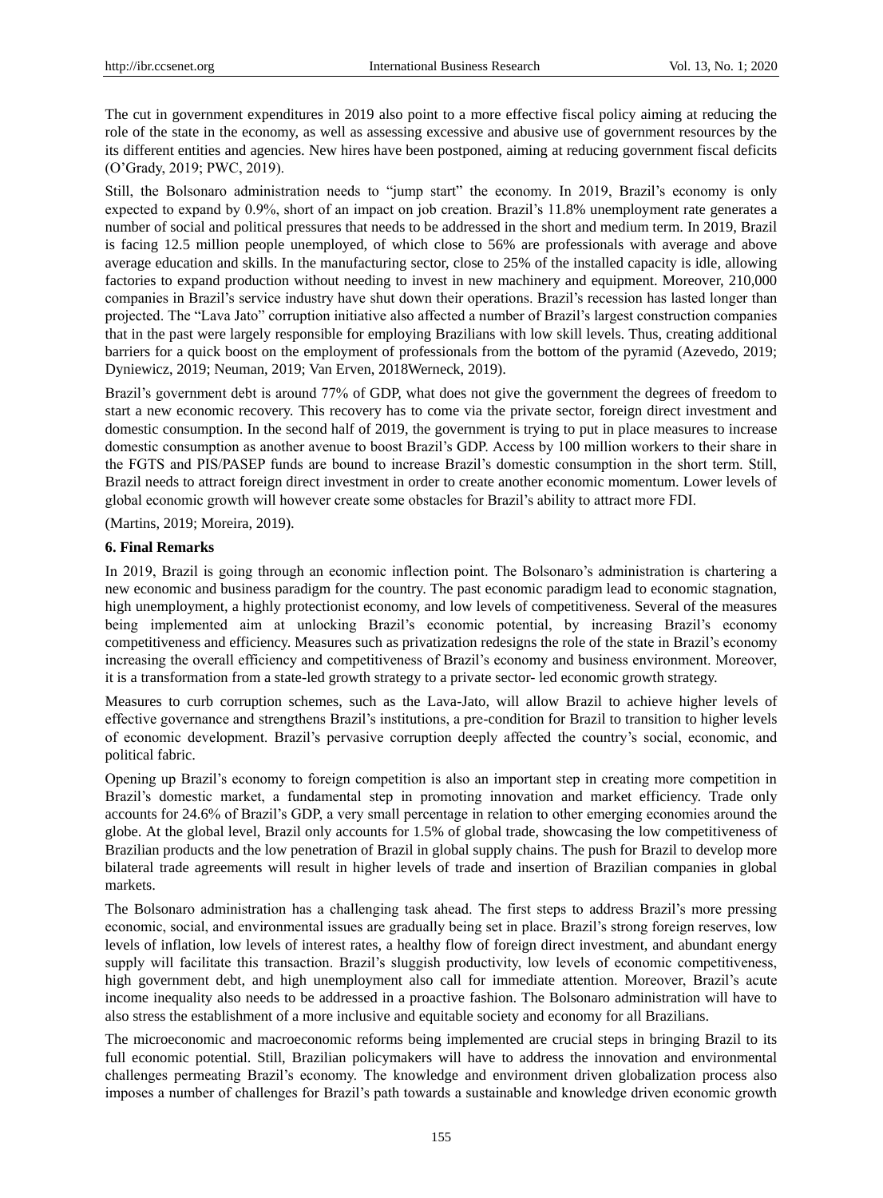The cut in government expenditures in 2019 also point to a more effective fiscal policy aiming at reducing the role of the state in the economy, as well as assessing excessive and abusive use of government resources by the its different entities and agencies. New hires have been postponed, aiming at reducing government fiscal deficits (O'Grady, 2019; PWC, 2019).

Still, the Bolsonaro administration needs to "jump start" the economy. In 2019, Brazil's economy is only expected to expand by 0.9%, short of an impact on job creation. Brazil's 11.8% unemployment rate generates a number of social and political pressures that needs to be addressed in the short and medium term. In 2019, Brazil is facing 12.5 million people unemployed, of which close to 56% are professionals with average and above average education and skills. In the manufacturing sector, close to 25% of the installed capacity is idle, allowing factories to expand production without needing to invest in new machinery and equipment. Moreover, 210,000 companies in Brazil's service industry have shut down their operations. Brazil's recession has lasted longer than projected. The "Lava Jato" corruption initiative also affected a number of Brazil's largest construction companies that in the past were largely responsible for employing Brazilians with low skill levels. Thus, creating additional barriers for a quick boost on the employment of professionals from the bottom of the pyramid (Azevedo, 2019; Dyniewicz, 2019; Neuman, 2019; Van Erven, 2018Werneck, 2019).

Brazil's government debt is around 77% of GDP, what does not give the government the degrees of freedom to start a new economic recovery. This recovery has to come via the private sector, foreign direct investment and domestic consumption. In the second half of 2019, the government is trying to put in place measures to increase domestic consumption as another avenue to boost Brazil's GDP. Access by 100 million workers to their share in the FGTS and PIS/PASEP funds are bound to increase Brazil's domestic consumption in the short term. Still, Brazil needs to attract foreign direct investment in order to create another economic momentum. Lower levels of global economic growth will however create some obstacles for Brazil's ability to attract more FDI.

(Martins, 2019; Moreira, 2019).

### 6. Final Remarks

In 2019, Brazil is going through an economic inflection point. The Bolsonaro's administration is chartering a new economic and business paradigm for the country. The past economic paradigm lead to economic stagnation, high unemployment, a highly protectionist economy, and low levels of competitiveness. Several of the measures being implemented aim at unlocking Brazil's economic potential, by increasing Brazil's economy competitiveness and efficiency. Measures such as privatization redesigns the role of the state in Brazil's economy increasing the overall efficiency and competitiveness of Brazil's economy and business environment. Moreover, it is a transformation from a state-led growth strategy to a private sector- led economic growth strategy.

Measures to curb corruption schemes, such as the Lava-Jato, will allow Brazil to achieve higher levels of effective governance and strengthens Brazil's institutions, a pre-condition for Brazil to transition to higher levels of economic development. Brazil's pervasive corruption deeply affected the country's social, economic, and political fabric.

Opening up Brazil's economy to foreign competition is also an important step in creating more competition in Brazil's domestic market, a fundamental step in promoting innovation and market efficiency. Trade only accounts for 24.6% of Brazil's GDP, a very small percentage in relation to other emerging economies around the globe. At the global level, Brazil only accounts for 1.5% of global trade, showcasing the low competitiveness of Brazilian products and the low penetration of Brazil in global supply chains. The push for Brazil to develop more bilateral trade agreements will result in higher levels of trade and insertion of Brazilian companies in global markets.

The Bolsonaro administration has a challenging task ahead. The first steps to address Brazil's more pressing economic, social, and environmental issues are gradually being set in place. Brazil's strong foreign reserves, low levels of inflation, low levels of interest rates, a healthy flow of foreign direct investment, and abundant energy supply will facilitate this transaction. Brazil's sluggish productivity, low levels of economic competitiveness, high government debt, and high unemployment also call for immediate attention. Moreover, Brazil's acute income inequality also needs to be addressed in a proactive fashion. The Bolsonaro administration will have to also stress the establishment of a more inclusive and equitable society and economy for all Brazilians.

The microeconomic and macroeconomic reforms being implemented are crucial steps in bringing Brazil to its full economic potential. Still, Brazilian policymakers will have to address the innovation and environmental challenges permeating Brazil's economy. The knowledge and environment driven globalization process also imposes a number of challenges for Brazil's path towards a sustainable and knowledge driven economic growth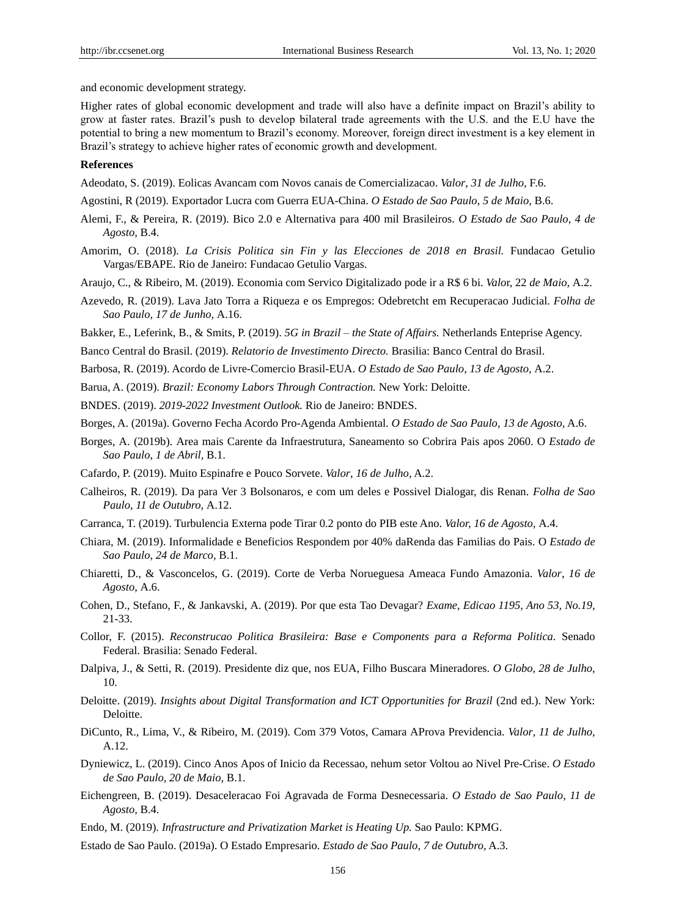and economic development strategy.

Higher rates of global economic development and trade will also have a definite impact on Brazil's ability to grow at faster rates. Brazil's push to develop bilateral trade agreements with the U.S. and the E.U have the potential to bring a new momentum to Brazil's economy. Moreover, foreign direct investment is a key element in Brazil's strategy to achieve higher rates of economic growth and development.

**References**

Adeodato, S. (2019). Eolicas Avancam com Novos canais de Comercializacao. *Valor*, *31 de Julho,* F.6.

Agostini, R (2019). Exportador Lucra com Guerra EUA-China. *O Estado de Sao Paulo*, *5 de Maio,* B.6.

Alemi, F., & Pereira, R. (2019). Bico 2.0 e Alternativa para 400 mil Brasileiros. *O Estado de Sao Paulo*, *4 de Agosto,* B.4.

Amorim, O. (2018). *La Crisis Politica sin Fin y las Elecciones de 2018 en Brasil.* Fundacao Getulio Vargas/EBAPE. Rio de Janeiro: Fundacao Getulio Vargas.

Araujo, C., & Ribeiro, M. (2019). Economia com Servico Digitalizado pode ir a R$ 6 bi. *Valo*r, 22 *de Maio,* A.2.

Azevedo, R. (2019). Lava Jato Torra a Riqueza e os Empregos: Odebretcht em Recuperacao Judicial. *Folha de Sao Paulo*, *17 de Junho,* A.16.

Bakker, E., Leferink, B., & Smits, P. (2019). *5G in Brazil – the State of Affairs.* Netherlands Enteprise Agency.

Banco Central do Brasil. (2019). *Relatorio de Investimento Directo.* Brasilia: Banco Central do Brasil.

Barbosa, R. (2019). Acordo de Livre-Comercio Brasil-EUA. *O Estado de Sao Paulo, 13 de Agosto,* A.2.

Barua, A. (2019). *Brazil: Economy Labors Through Contraction.* New York: Deloitte.

BNDES. (2019). *2019-2022 Investment Outlook.* Rio de Janeiro: BNDES.

Borges, A. (2019a). Governo Fecha Acordo Pro-Agenda Ambiental. *O Estado de Sao Paulo*, *13 de Agosto,* A.6.

Borges, A. (2019b). Area mais Carente da Infraestrutura, Saneamento so Cobrira Pais apos 2060. O *Estado de Sao Paulo*, *1 de Abril,* B.1.

Cafardo, P. (2019). Muito Espinafre e Pouco Sorvete. *Valor*, *16 de Julho,* A.2.

Calheiros, R. (2019). Da para Ver 3 Bolsonaros, e com um deles e Possivel Dialogar, dis Renan. *Folha de Sao Paulo*, *11 de Outubro,* A.12.

Carranca, T. (2019). Turbulencia Externa pode Tirar 0.2 ponto do PIB este Ano. *Valor, 16 de Agosto,* A.4.

Chiara, M. (2019). Informalidade e Beneficios Respondem por 40% daRenda das Familias do Pais. O *Estado de Sao Paulo, 24 de Marco,* B.1.

Chiaretti, D., & Vasconcelos, G. (2019). Corte de Verba Norueguesa Ameaca Fundo Amazonia. *Valor*, *16 de Agosto*, A.6.

Cohen, D., Stefano, F., & Jankavski, A. (2019). Por que esta Tao Devagar? *Exame*, *Edicao 1195, Ano 53, No.19*, 21-33.

Collor, F. (2015). *Reconstrucao Politica Brasileira: Base e Components para a Reforma Politica.* Senado Federal. Brasilia: Senado Federal.

Dalpiva, J., & Setti, R. (2019). Presidente diz que, nos EUA, Filho Buscara Mineradores. *O Globo, 28 de Julho*, 10.

Deloitte. (2019). *Insights about Digital Transformation and ICT Opportunities for Brazil* (2nd ed.). New York: Deloitte.

DiCunto, R., Lima, V., & Ribeiro, M. (2019). Com 379 Votos, Camara AProva Previdencia. *Valor*, *11 de Julho*, A.12.

Dyniewicz, L. (2019). Cinco Anos Apos of Inicio da Recessao, nehum setor Voltou ao Nivel Pre-Crise. *O Estado de Sao Paulo, 20 de Maio,* B.1.

Eichengreen, B. (2019). Desaceleracao Foi Agravada de Forma Desnecessaria. *O Estado de Sao Paulo*, *11 de Agosto*, B.4.

Endo, M. (2019). *Infrastructure and Privatization Market is Heating Up.* Sao Paulo: KPMG.

Estado de Sao Paulo. (2019a). O Estado Empresario. *Estado de Sao Paulo, 7 de Outubro,* A.3.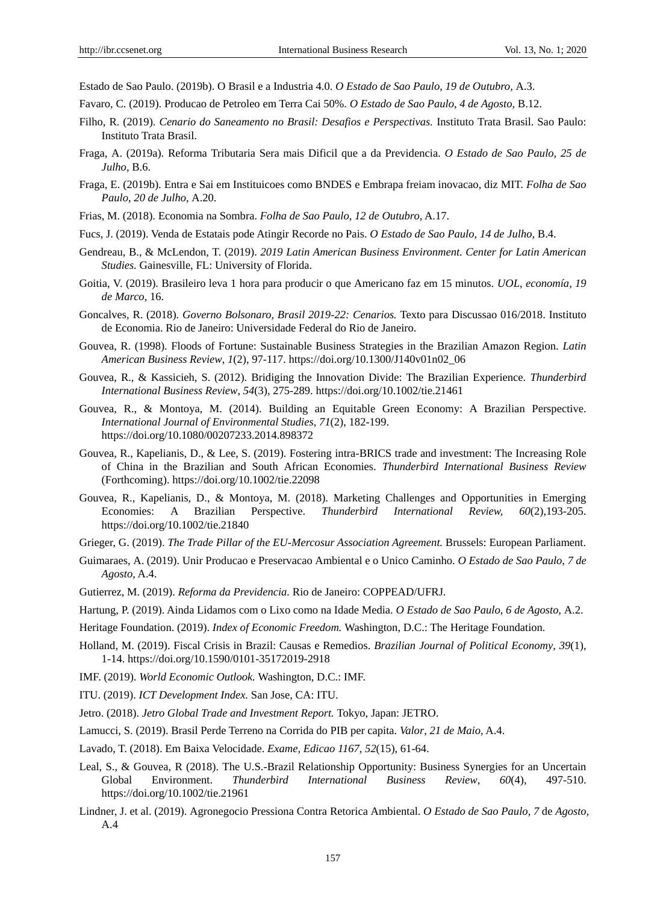Estado de Sao Paulo. (2019b). O Brasil e a Industria 4.0. *O Estado de Sao Paulo*, *19 de Outubro*, A.3.

Favaro, C. (2019). Producao de Petroleo em Terra Cai 50%. *O Estado de Sao Paulo, 4 de Agosto*, B.12.

Filho, R. (2019). *Cenario do Saneamento no Brasil: Desafios e Perspectivas.* Instituto Trata Brasil. Sao Paulo: Instituto Trata Brasil.

Fraga, A. (2019a). Reforma Tributaria Sera mais Dificil que a da Previdencia. *O Estado de Sao Paulo, 25 de Julho*, B.6.

Fraga, E. (2019b). Entra e Sai em Instituicoes como BNDES e Embrapa freiam inovacao, diz MIT. *Folha de Sao Paulo*, *20 de Julho*, A.20.

Frias, M. (2018). Economia na Sombra. *Folha de Sao Paulo*, *12 de Outubro*, A.17.

Fucs, J. (2019). Venda de Estatais pode Atingir Recorde no Pais. *O Estado de Sao Paulo, 14 de Julho,* B.4.

Gendreau, B., & McLendon, T. (2019). *2019 Latin American Business Environment. Center for Latin American Studies.* Gainesville, FL: University of Florida.

Goitia, V. (2019). Brasileiro leva 1 hora para producir o que Americano faz em 15 minutos. *UOL*, *economía, 19 de Marco*, 16.

Goncalves, R. (2018). *Governo Bolsonaro, Brasil 2019-22: Cenarios.* Texto para Discussao 016/2018. Instituto de Economia. Rio de Janeiro: Universidade Federal do Rio de Janeiro.

Gouvea, R. (1998). Floods of Fortune: Sustainable Business Strategies in the Brazilian Amazon Region. *Latin American Business Review*, *1*(2), 97-117. https://doi.org/10.1300/J140v01n02_06

Gouvea, R., & Kassicieh, S. (2012). Bridiging the Innovation Divide: The Brazilian Experience. *Thunderbird International Business Review*, *54*(3), 275-289. https://doi.org/10.1002/tie.21461

Gouvea, R., & Montoya, M. (2014). Building an Equitable Green Economy: A Brazilian Perspective. *International Journal of Environmental Studies*, *71*(2), 182-199. https://doi.org/10.1080/00207233.2014.898372

Gouvea, R., Kapelianis, D., & Lee, S. (2019). Fostering intra-BRICS trade and investment: The Increasing Role of China in the Brazilian and South African Economies. *Thunderbird International Business Review* (Forthcoming). https://doi.org/10.1002/tie.22098

Gouvea, R., Kapelianis, D., & Montoya, M. (2018). Marketing Challenges and Opportunities in Emerging Economies: A Brazilian Perspective. *Thunderbird International Review, 60*(2),193-205. https://doi.org/10.1002/tie.21840

Grieger, G. (2019). *The Trade Pillar of the EU-Mercosur Association Agreement.* Brussels: European Parliament.

Guimaraes, A. (2019). Unir Producao e Preservacao Ambiental e o Unico Caminho. *O Estado de Sao Paulo, 7 de Agosto,* A.4.

Gutierrez, M. (2019). *Reforma da Previdencia.* Rio de Janeiro: COPPEAD/UFRJ.

Hartung, P. (2019). Ainda Lidamos com o Lixo como na Idade Media. *O Estado de Sao Paulo, 6 de Agosto,* A.2.

Heritage Foundation. (2019). *Index of Economic Freedom.* Washington, D.C.: The Heritage Foundation.

Holland, M. (2019). Fiscal Crisis in Brazil: Causas e Remedios. *Brazilian Journal of Political Economy*, *39*(1), 1-14. https://doi.org/10.1590/0101-35172019-2918

IMF. (2019). *World Economic Outlook.* Washington, D.C.: IMF.

ITU. (2019). *ICT Development Index.* San Jose, CA: ITU.

Jetro. (2018). *Jetro Global Trade and Investment Report.* Tokyo, Japan: JETRO.

Lamucci, S. (2019). Brasil Perde Terreno na Corrida do PIB per capita. *Valor*, *21 de Maio*, A.4.

Lavado, T. (2018). Em Baixa Velocidade. *Exame, Edicao 1167, 52*(15), 61-64.

Leal, S., & Gouvea, R (2018). The U.S.-Brazil Relationship Opportunity: Business Synergies for an Uncertain Global Environment. *Thunderbird International Business Review*, *60*(4), 497-510. https://doi.org/10.1002/tie.21961

Lindner, J. et al. (2019). Agronegocio Pressiona Contra Retorica Ambiental. *O Estado de Sao Paulo*, *7* de *Agosto,* A.4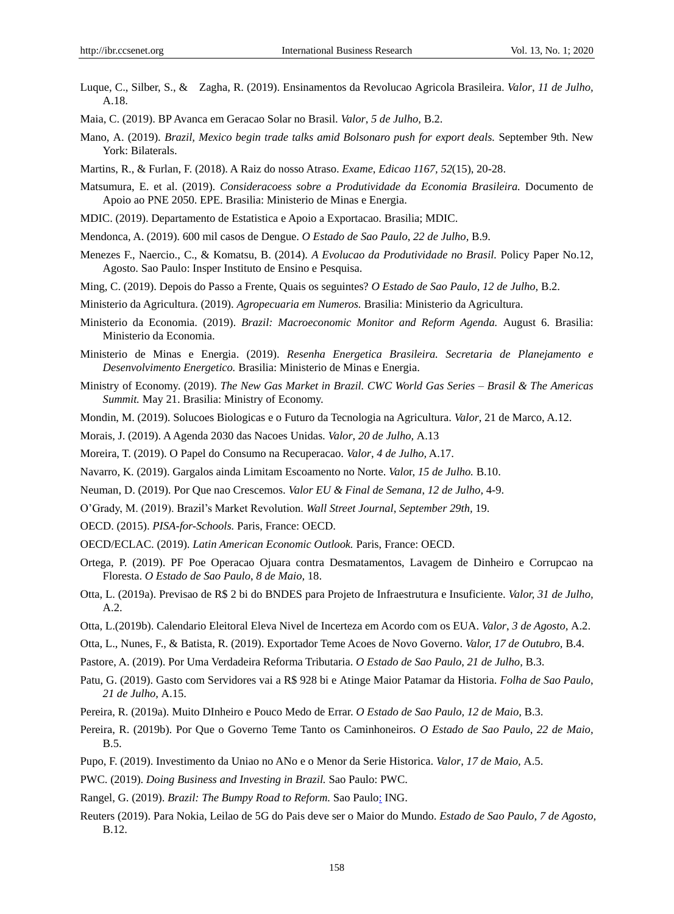Luque, C., Silber, S., & Zagha, R. (2019). Ensinamentos da Revolucao Agricola Brasileira. *Valor*, *11 de Julho*, A.18.

Maia, C. (2019). BP Avanca em Geracao Solar no Brasil. *Valor, 5 de Julho,* B.2.

Mano, A. (2019). *Brazil, Mexico begin trade talks amid Bolsonaro push for export deals.* September 9th. New York: Bilaterals.

Martins, R., & Furlan, F. (2018). A Raiz do nosso Atraso. *Exame*, *Edicao 1167, 52*(15), 20-28.

Matsumura, E. et al. (2019). *Consideracoess sobre a Produtividade da Economia Brasileira.* Documento de Apoio ao PNE 2050. EPE. Brasilia: Ministerio de Minas e Energia.

MDIC. (2019). Departamento de Estatistica e Apoio a Exportacao. Brasilia; MDIC.

Mendonca, A. (2019). 600 mil casos de Dengue. *O Estado de Sao Paulo*, *22 de Julho*, B.9.

Menezes F., Naercio., C., & Komatsu, B. (2014). *A Evolucao da Produtividade no Brasil.* Policy Paper No.12, Agosto. Sao Paulo: Insper Instituto de Ensino e Pesquisa.

Ming, C. (2019). Depois do Passo a Frente, Quais os seguintes? *O Estado de Sao Paulo*, *12 de Julho,* B.2.

Ministerio da Agricultura. (2019). *Agropecuaria em Numeros.* Brasilia: Ministerio da Agricultura.

Ministerio da Economia. (2019). *Brazil: Macroeconomic Monitor and Reform Agenda.* August 6. Brasilia: Ministerio da Economia.

Ministerio de Minas e Energia. (2019). *Resenha Energetica Brasileira. Secretaria de Planejamento e Desenvolvimento Energetico.* Brasilia: Ministerio de Minas e Energia.

Ministry of Economy. (2019). *The New Gas Market in Brazil. CWC World Gas Series – Brasil & The Americas Summit.* May 21. Brasilia: Ministry of Economy.

Mondin, M. (2019). Solucoes Biologicas e o Futuro da Tecnologia na Agricultura. *Valor*, 21 de Marco, A.12.

Morais, J. (2019). A Agenda 2030 das Nacoes Unidas. *Valor*, *20 de Julho,* A.13

Moreira, T. (2019). O Papel do Consumo na Recuperacao. *Valor*, *4 de Julho,* A.17.

Navarro, K. (2019). Gargalos ainda Limitam Escoamento no Norte. *Valor*, *15 de Julho.* B.10.

Neuman, D. (2019). Por Que nao Crescemos. *Valor EU & Final de Semana*, *12 de Julho,* 4-9.

O'Grady, M. (2019). Brazil's Market Revolution. *Wall Street Journal*, *September 29th,* 19.

OECD. (2015). *PISA-for-Schools.* Paris, France: OECD.

OECD/ECLAC. (2019). *Latin American Economic Outlook.* Paris, France: OECD.

Ortega, P. (2019). PF Poe Operacao Ojuara contra Desmatamentos, Lavagem de Dinheiro e Corrupcao na Floresta. *O Estado de Sao Paulo*, *8 de Maio,* 18.

Otta, L. (2019a). Previsao de R$ 2 bi do BNDES para Projeto de Infraestrutura e Insuficiente. *Valor, 31 de Julho*, A.2.

Otta, L.(2019b). Calendario Eleitoral Eleva Nivel de Incerteza em Acordo com os EUA. *Valor*, *3 de Agosto*, A.2.

Otta, L., Nunes, F., & Batista, R. (2019). Exportador Teme Acoes de Novo Governo. *Valor, 17 de Outubro,* B.4.

Pastore, A. (2019). Por Uma Verdadeira Reforma Tributaria. *O Estado de Sao Paulo*, *21 de Julho,* B.3.

Patu, G. (2019). Gasto com Servidores vai a R$ 928 bi e Atinge Maior Patamar da Historia. *Folha de Sao Paulo*, *21 de Julho,* A.15.

Pereira, R. (2019a). Muito DInheiro e Pouco Medo de Errar. *O Estado de Sao Paulo, 12 de Maio,* B.3.

Pereira, R. (2019b). Por Que o Governo Teme Tanto os Caminhoneiros. *O Estado de Sao Paulo*, *22 de Maio*, B.5.

Pupo, F. (2019). Investimento da Uniao no ANo e o Menor da Serie Historica. *Valor*, *17 de Maio,* A.5.

PWC. (2019). *Doing Business and Investing in Brazil.* Sao Paulo: PWC.

Rangel, G. (2019). *Brazil: The Bumpy Road to Reform.* Sao Paulo: ING.

Reuters (2019). Para Nokia, Leilao de 5G do Pais deve ser o Maior do Mundo. *Estado de Sao Paulo*, *7 de Agosto,* B.12.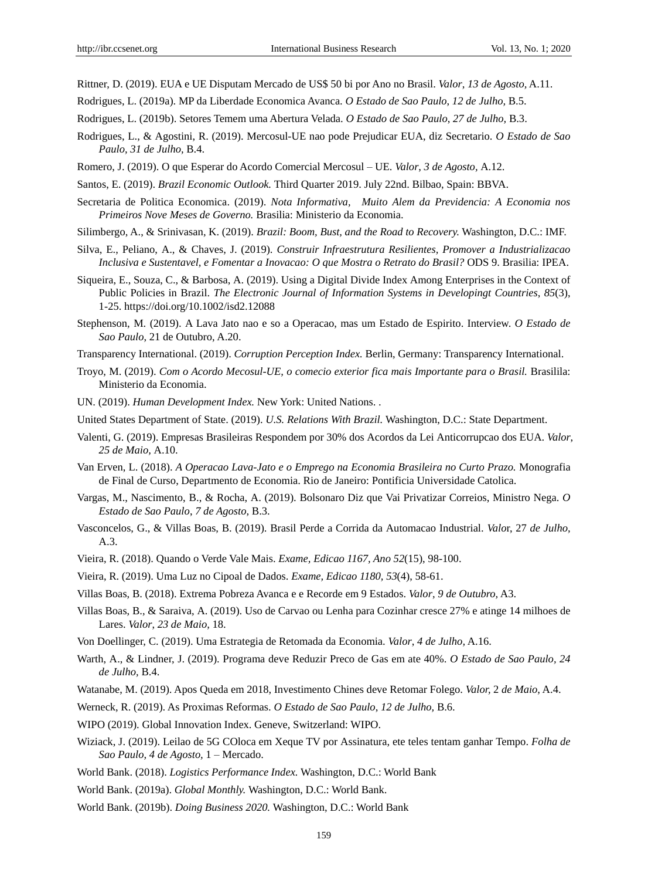Rittner, D. (2019). EUA e UE Disputam Mercado de US$ 50 bi por Ano no Brasil. *Valor, 13 de Agosto,* A.11.

Rodrigues, L. (2019a). MP da Liberdade Economica Avanca. *O Estado de Sao Paulo, 12 de Julho,* B.5.

Rodrigues, L. (2019b). Setores Temem uma Abertura Velada. *O Estado de Sao Paulo, 27 de Julho,* B.3.

Rodrigues, L., & Agostini, R. (2019). Mercosul-UE nao pode Prejudicar EUA, diz Secretario. *O Estado de Sao Paulo, 31 de Julho,* B.4.

Romero, J. (2019). O que Esperar do Acordo Comercial Mercosul – UE. *Valor, 3 de Agosto,* A.12.

Santos, E. (2019). *Brazil Economic Outlook.* Third Quarter 2019. July 22nd. Bilbao, Spain: BBVA.

Secretaria de Politica Economica. (2019). *Nota Informativa, Muito Alem da Previdencia: A Economia nos Primeiros Nove Meses de Governo.* Brasilia: Ministerio da Economia.

Silimbergo, A., & Srinivasan, K. (2019). *Brazil: Boom, Bust, and the Road to Recovery.* Washington, D.C.: IMF.

Silva, E., Peliano, A., & Chaves, J. (2019). *Construir Infraestrutura Resilientes, Promover a Industrializacao Inclusiva e Sustentavel, e Fomentar a Inovacao: O que Mostra o Retrato do Brasil?* ODS 9. Brasilia: IPEA.

Siqueira, E., Souza, C., & Barbosa, A. (2019). Using a Digital Divide Index Among Enterprises in the Context of Public Policies in Brazil. *The Electronic Journal of Information Systems in Developingt Countries, 85*(3), 1-25. https://doi.org/10.1002/isd2.12088

Stephenson, M. (2019). A Lava Jato nao e so a Operacao, mas um Estado de Espirito. Interview. *O Estado de Sao Paulo*, 21 de Outubro, A.20.

Transparency International. (2019). *Corruption Perception Index.* Berlin, Germany: Transparency International.

Troyo, M. (2019). *Com o Acordo Mecosul-UE, o comecio exterior fica mais Importante para o Brasil.* Brasilila: Ministerio da Economia.

UN. (2019). *Human Development Index.* New York: United Nations. .

United States Department of State. (2019). *U.S. Relations With Brazil.* Washington, D.C.: State Department.

Valenti, G. (2019). Empresas Brasileiras Respondem por 30% dos Acordos da Lei Anticorrupcao dos EUA. *Valor, 25 de Maio,* A.10.

Van Erven, L. (2018). *A Operacao Lava-Jato e o Emprego na Economia Brasileira no Curto Prazo.* Monografia de Final de Curso, Departmento de Economia. Rio de Janeiro: Pontificia Universidade Catolica.

Vargas, M., Nascimento, B., & Rocha, A. (2019). Bolsonaro Diz que Vai Privatizar Correios, Ministro Nega. *O Estado de Sao Paulo, 7 de Agosto,* B.3.

Vasconcelos, G., & Villas Boas, B. (2019). Brasil Perde a Corrida da Automacao Industrial. *Valo*r, 27 *de Julho,* A.3.

Vieira, R. (2018). Quando o Verde Vale Mais. *Exame, Edicao 1167, Ano 52*(15), 98-100.

Vieira, R. (2019). Uma Luz no Cipoal de Dados. *Exame, Edicao 1180, 53*(4), 58-61.

Villas Boas, B. (2018). Extrema Pobreza Avanca e e Recorde em 9 Estados. *Valor, 9 de Outubro,* A3.

Villas Boas, B., & Saraiva, A. (2019). Uso de Carvao ou Lenha para Cozinhar cresce 27% e atinge 14 milhoes de Lares. *Valor, 23 de Maio,* 18.

Von Doellinger, C. (2019). Uma Estrategia de Retomada da Economia. *Valor, 4 de Julho,* A.16.

Warth, A., & Lindner, J. (2019). Programa deve Reduzir Preco de Gas em ate 40%. *O Estado de Sao Paulo, 24 de Julho,* B.4.

Watanabe, M. (2019). Apos Queda em 2018, Investimento Chines deve Retomar Folego. *Valor,* 2 *de Maio,* A.4.

Werneck, R. (2019). As Proximas Reformas. *O Estado de Sao Paulo, 12 de Julho,* B.6.

WIPO (2019). Global Innovation Index. Geneve, Switzerland: WIPO.

Wiziack, J. (2019). Leilao de 5G COloca em Xeque TV por Assinatura, ete teles tentam ganhar Tempo. *Folha de Sao Paulo, 4 de Agosto,* 1 – Mercado.

World Bank. (2018). *Logistics Performance Index.* Washington, D.C.: World Bank

World Bank. (2019a). *Global Monthly.* Washington, D.C.: World Bank.

World Bank. (2019b). *Doing Business 2020.* Washington, D.C.: World Bank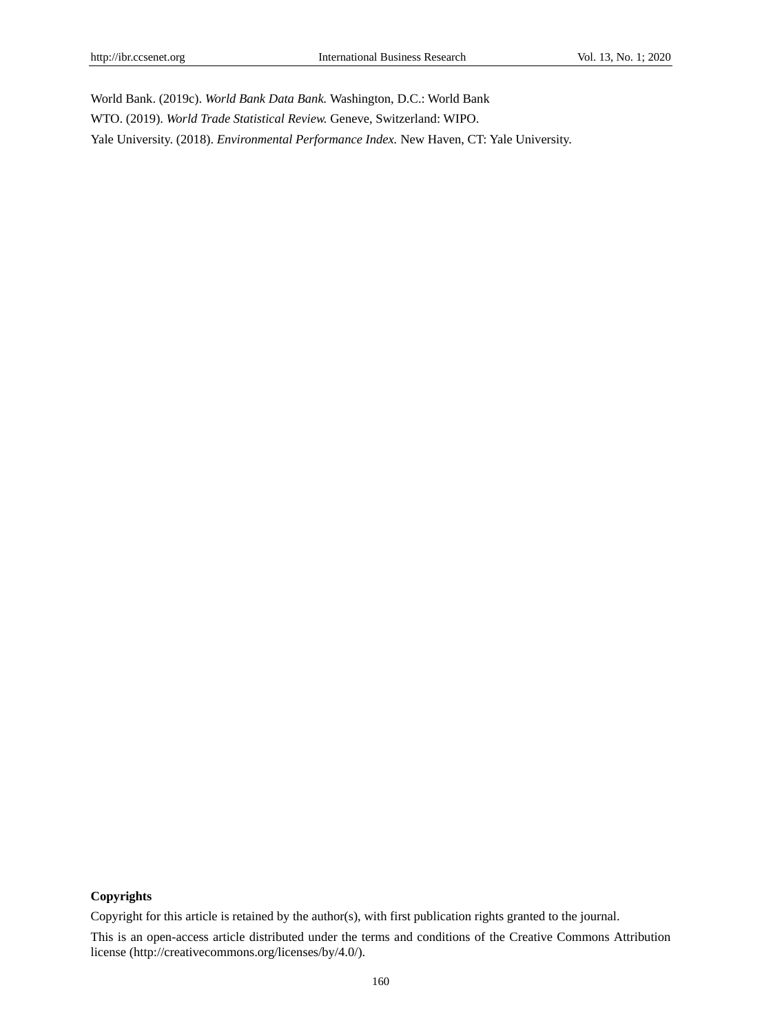World Bank. (2019c). *World Bank Data Bank.* Washington, D.C.: World Bank

WTO. (2019). *World Trade Statistical Review.* Geneve, Switzerland: WIPO.

Yale University. (2018). *Environmental Performance Index.* New Haven, CT: Yale University.

**Copyrights**

Copyright for this article is retained by the author(s), with first publication rights granted to the journal.

This is an open-access article distributed under the terms and conditions of the Creative Commons Attribution license (http://creativecommons.org/licenses/by/4.0/).